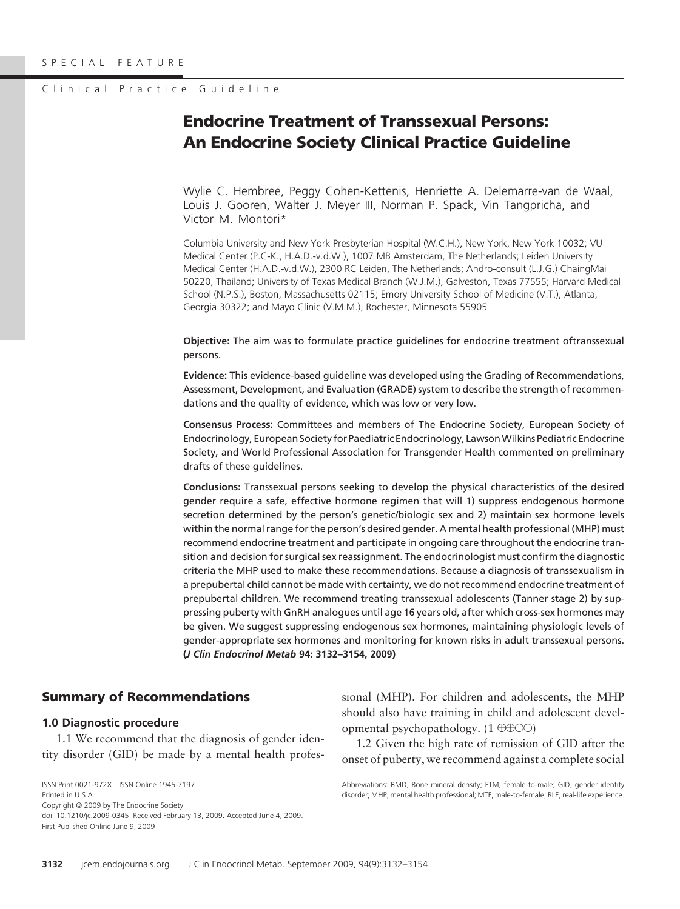SPECIAL FEATURE

Clinical Practice Guideline

# Endocrine Treatment of Transsexual Persons: An Endocrine Society Clinical Practice Guideline

Wylie C. Hembree, Peggy Cohen-Kettenis, Henriette A. Delemarre-van de Waal, Louis J. Gooren, Walter J. Meyer III, Norman P. Spack, Vin Tangpricha, and Victor M. Montori*

Columbia University and New York Presbyterian Hospital (W.C.H.), New York, New York 10032; VU Medical Center (P.C-K., H.A.D.-v.d.W.), 1007 MB Amsterdam, The Netherlands; Leiden University Medical Center (H.A.D.-v.d.W.), 2300 RC Leiden, The Netherlands; Andro-consult (L.J.G.) ChaingMai 50220, Thailand; University of Texas Medical Branch (W.J.M.), Galveston, Texas 77555; Harvard Medical School (N.P.S.), Boston, Massachusetts 02115; Emory University School of Medicine (V.T.), Atlanta, Georgia 30322; and Mayo Clinic (V.M.M.), Rochester, Minnesota 55905

**Objective:** The aim was to formulate practice guidelines for endocrine treatment oftranssexual persons.

**Evidence:** This evidence-based guideline was developed using the Grading of Recommendations, Assessment, Development, and Evaluation (GRADE) system to describe the strength of recommendations and the quality of evidence, which was low or very low.

**Consensus Process:** Committees and members of The Endocrine Society, European Society of Endocrinology, European Society for Paediatric Endocrinology, Lawson Wilkins Pediatric Endocrine Society, and World Professional Association for Transgender Health commented on preliminary drafts of these guidelines.

**Conclusions:** Transsexual persons seeking to develop the physical characteristics of the desired gender require a safe, effective hormone regimen that will 1) suppress endogenous hormone secretion determined by the person's genetic/biologic sex and 2) maintain sex hormone levels within the normal range for the person's desired gender. A mental health professional (MHP) must recommend endocrine treatment and participate in ongoing care throughout the endocrine transition and decision for surgical sex reassignment. The endocrinologist must confirm the diagnostic criteria the MHP used to make these recommendations. Because a diagnosis of transsexualism in a prepubertal child cannot be made with certainty, we do not recommend endocrine treatment of prepubertal children. We recommend treating transsexual adolescents (Tanner stage 2) by suppressing puberty with GnRH analogues until age 16 years old, after which cross-sex hormones may be given. We suggest suppressing endogenous sex hormones, maintaining physiologic levels of gender-appropriate sex hormones and monitoring for known risks in adult transsexual persons. **(*J Clin Endocrinol Metab* 94: 3132–3154, 2009)**

## Summary of Recommendations

### 1.0 Diagnostic procedure

1.1 We recommend that the diagnosis of gender identity disorder (GID) be made by a mental health professional (MHP). For children and adolescents, the MHP should also have training in child and adolescent developmental psychopathology. (1 ⊕⊕○○)

1.2 Given the high rate of remission of GID after the onset of puberty, we recommend against a complete social

ISSN Print 0021-972X ISSN Online 1945-7197
Printed in U.S.A.
Copyright © 2009 by The Endocrine Society
doi: 10.1210/jc.2009-0345 Received February 13, 2009. Accepted June 4, 2009.
First Published Online June 9, 2009

Abbreviations: BMD, Bone mineral density; FTM, female-to-male; GID, gender identity disorder; MHP, mental health professional; MTF, male-to-female; RLE, real-life experience.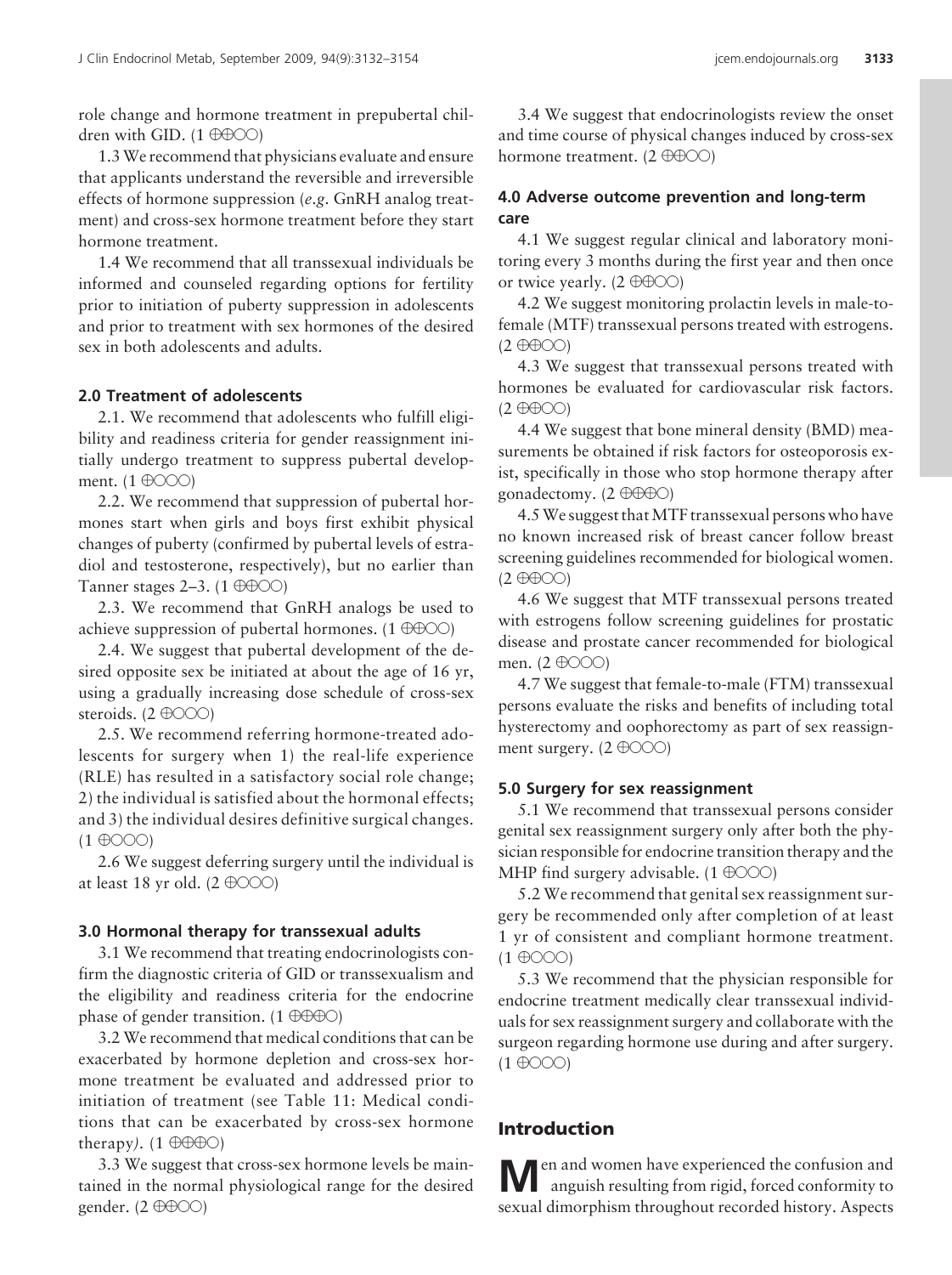role change and hormone treatment in prepubertal children with GID. (1 ⊕⊕○○)

1.3 We recommend that physicians evaluate and ensure that applicants understand the reversible and irreversible effects of hormone suppression (*e.g.* GnRH analog treatment) and cross-sex hormone treatment before they start hormone treatment.

1.4 We recommend that all transsexual individuals be informed and counseled regarding options for fertility prior to initiation of puberty suppression in adolescents and prior to treatment with sex hormones of the desired sex in both adolescents and adults.

### 2.0 Treatment of adolescents

2.1. We recommend that adolescents who fulfill eligibility and readiness criteria for gender reassignment initially undergo treatment to suppress pubertal development. (1 ⊕○○○)

2.2. We recommend that suppression of pubertal hormones start when girls and boys first exhibit physical changes of puberty (confirmed by pubertal levels of estradiol and testosterone, respectively), but no earlier than Tanner stages 2–3. (1 ⊕⊕○○)

2.3. We recommend that GnRH analogs be used to achieve suppression of pubertal hormones. (1 ⊕⊕○○)

2.4. We suggest that pubertal development of the desired opposite sex be initiated at about the age of 16 yr, using a gradually increasing dose schedule of cross-sex steroids. (2 ⊕○○○)

2.5. We recommend referring hormone-treated adolescents for surgery when 1) the real-life experience (RLE) has resulted in a satisfactory social role change; 2) the individual is satisfied about the hormonal effects; and 3) the individual desires definitive surgical changes. (1 ⊕○○○)

2.6 We suggest deferring surgery until the individual is at least 18 yr old. (2 ⊕○○○)

### 3.0 Hormonal therapy for transsexual adults

3.1 We recommend that treating endocrinologists confirm the diagnostic criteria of GID or transsexualism and the eligibility and readiness criteria for the endocrine phase of gender transition. (1 ⊕⊕⊕○)

3.2 We recommend that medical conditions that can be exacerbated by hormone depletion and cross-sex hormone treatment be evaluated and addressed prior to initiation of treatment (see Table 11: Medical conditions that can be exacerbated by cross-sex hormone therapy*)*. (1 ⊕⊕⊕○)

3.3 We suggest that cross-sex hormone levels be maintained in the normal physiological range for the desired gender. (2 ⊕⊕○○)

3.4 We suggest that endocrinologists review the onset and time course of physical changes induced by cross-sex hormone treatment. (2 ⊕⊕○○)

### 4.0 Adverse outcome prevention and long-term care

4.1 We suggest regular clinical and laboratory monitoring every 3 months during the first year and then once or twice yearly. (2 ⊕⊕○○)

4.2 We suggest monitoring prolactin levels in male-to-female (MTF) transsexual persons treated with estrogens. (2 ⊕⊕○○)

4.3 We suggest that transsexual persons treated with hormones be evaluated for cardiovascular risk factors. (2 ⊕⊕○○)

4.4 We suggest that bone mineral density (BMD) measurements be obtained if risk factors for osteoporosis exist, specifically in those who stop hormone therapy after gonadectomy. (2 ⊕⊕⊕○)

4.5 We suggest that MTF transsexual persons who have no known increased risk of breast cancer follow breast screening guidelines recommended for biological women. (2 ⊕⊕○○)

4.6 We suggest that MTF transsexual persons treated with estrogens follow screening guidelines for prostatic disease and prostate cancer recommended for biological men. (2 ⊕○○○)

4.7 We suggest that female-to-male (FTM) transsexual persons evaluate the risks and benefits of including total hysterectomy and oophorectomy as part of sex reassignment surgery. (2 ⊕○○○)

### 5.0 Surgery for sex reassignment

5.1 We recommend that transsexual persons consider genital sex reassignment surgery only after both the physician responsible for endocrine transition therapy and the MHP find surgery advisable. (1 ⊕○○○)

5.2 We recommend that genital sex reassignment surgery be recommended only after completion of at least 1 yr of consistent and compliant hormone treatment. (1 ⊕○○○)

5.3 We recommend that the physician responsible for endocrine treatment medically clear transsexual individuals for sex reassignment surgery and collaborate with the surgeon regarding hormone use during and after surgery. (1 ⊕○○○)

## Introduction

Men and women have experienced the confusion and anguish resulting from rigid, forced conformity to sexual dimorphism throughout recorded history. Aspects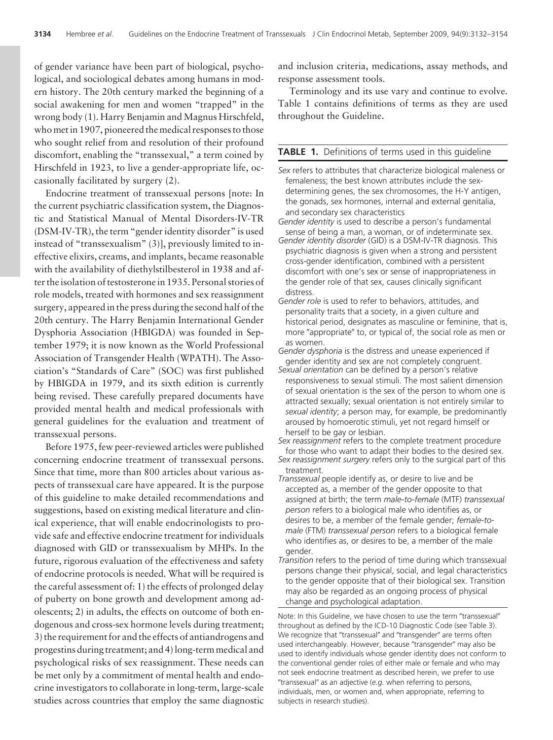of gender variance have been part of biological, psychological, and sociological debates among humans in modern history. The 20th century marked the beginning of a social awakening for men and women "trapped" in the wrong body (1). Harry Benjamin and Magnus Hirschfeld, who met in 1907, pioneered the medical responses to those who sought relief from and resolution of their profound discomfort, enabling the "transsexual," a term coined by Hirschfeld in 1923, to live a gender-appropriate life, occasionally facilitated by surgery (2).

Endocrine treatment of transsexual persons [note: In the current psychiatric classification system, the Diagnostic and Statistical Manual of Mental Disorders-IV-TR (DSM-IV-TR), the term "gender identity disorder" is used instead of "transsexualism" (3)], previously limited to ineffective elixirs, creams, and implants, became reasonable with the availability of diethylstilbesterol in 1938 and after the isolation of testosterone in 1935. Personal stories of role models, treated with hormones and sex reassignment surgery, appeared in the press during the second half of the 20th century. The Harry Benjamin International Gender Dysphoria Association (HBIGDA) was founded in September 1979; it is now known as the World Professional Association of Transgender Health (WPATH). The Association's "Standards of Care" (SOC) was first published by HBIGDA in 1979, and its sixth edition is currently being revised. These carefully prepared documents have provided mental health and medical professionals with general guidelines for the evaluation and treatment of transsexual persons.

Before 1975, few peer-reviewed articles were published concerning endocrine treatment of transsexual persons. Since that time, more than 800 articles about various aspects of transsexual care have appeared. It is the purpose of this guideline to make detailed recommendations and suggestions, based on existing medical literature and clinical experience, that will enable endocrinologists to provide safe and effective endocrine treatment for individuals diagnosed with GID or transsexualism by MHPs. In the future, rigorous evaluation of the effectiveness and safety of endocrine protocols is needed. What will be required is the careful assessment of: 1) the effects of prolonged delay of puberty on bone growth and development among adolescents; 2) in adults, the effects on outcome of both endogenous and cross-sex hormone levels during treatment; 3) the requirement for and the effects of antiandrogens and progestins during treatment; and 4) long-term medical and psychological risks of sex reassignment. These needs can be met only by a commitment of mental health and endocrine investigators to collaborate in long-term, large-scale studies across countries that employ the same diagnostic and inclusion criteria, medications, assay methods, and response assessment tools.

Terminology and its use vary and continue to evolve. Table 1 contains definitions of terms as they are used throughout the Guideline.

**TABLE 1.** Definitions of terms used in this guideline

*Sex* refers to attributes that characterize biological maleness or femaleness; the best known attributes include the sex-determining genes, the sex chromosomes, the H-Y antigen, the gonads, sex hormones, internal and external genitalia, and secondary sex characteristics

*Gender identity* is used to describe a person's fundamental sense of being a man, a woman, or of indeterminate sex.

*Gender identity disorder* (GID) is a DSM-IV-TR diagnosis. This psychiatric diagnosis is given when a strong and persistent cross-gender identification, combined with a persistent discomfort with one's sex or sense of inappropriateness in the gender role of that sex, causes clinically significant distress.

*Gender role* is used to refer to behaviors, attitudes, and personality traits that a society, in a given culture and historical period, designates as masculine or feminine, that is, more "appropriate" to, or typical of, the social role as men or as women.

*Gender dysphoria* is the distress and unease experienced if gender identity and sex are not completely congruent.

*Sexual orientation* can be defined by a person's relative responsiveness to sexual stimuli. The most salient dimension of sexual orientation is the sex of the person to whom one is attracted sexually; sexual orientation is not entirely similar to *sexual identity*; a person may, for example, be predominantly aroused by homoerotic stimuli, yet not regard himself or herself to be gay or lesbian.

*Sex reassignment* refers to the complete treatment procedure for those who want to adapt their bodies to the desired sex.

*Sex reassignment surgery* refers only to the surgical part of this treatment.

*Transsexual* people identify as, or desire to live and be accepted as, a member of the gender opposite to that assigned at birth; the term *male-to-female* (MTF) *transsexual person* refers to a biological male who identifies as, or desires to be, a member of the female gender; *female-to-male* (FTM) *transsexual person* refers to a biological female who identifies as, or desires to be, a member of the male gender.

*Transition* refers to the period of time during which transsexual persons change their physical, social, and legal characteristics to the gender opposite that of their biological sex. Transition may also be regarded as an ongoing process of physical change and psychological adaptation.

Note: In this Guideline, we have chosen to use the term "transsexual" throughout as defined by the ICD-10 Diagnostic Code (see Table 3). We recognize that "transsexual" and "transgender" are terms often used interchangeably. However, because "transgender" may also be used to identify individuals whose gender identity does not conform to the conventional gender roles of either male or female and who may not seek endocrine treatment as described herein, we prefer to use "transsexual" as an adjective (*e.g.* when referring to persons, individuals, men, or women and, when appropriate, referring to subjects in research studies).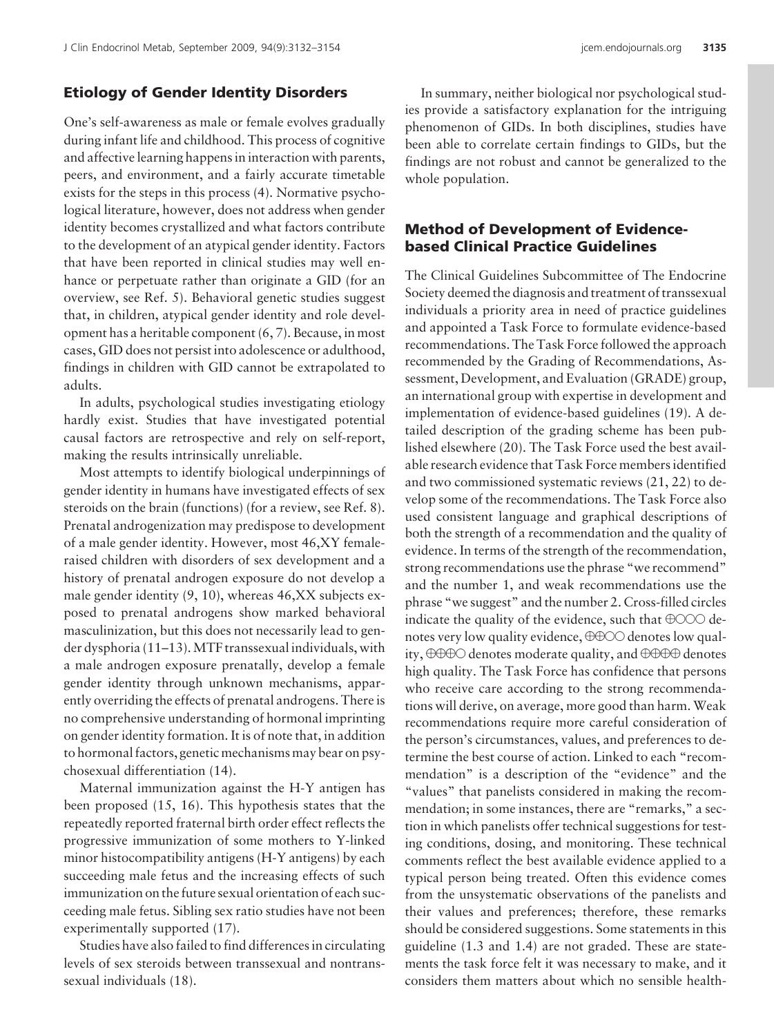## Etiology of Gender Identity Disorders

One's self-awareness as male or female evolves gradually during infant life and childhood. This process of cognitive and affective learning happens in interaction with parents, peers, and environment, and a fairly accurate timetable exists for the steps in this process (4). Normative psychological literature, however, does not address when gender identity becomes crystallized and what factors contribute to the development of an atypical gender identity. Factors that have been reported in clinical studies may well enhance or perpetuate rather than originate a GID (for an overview, see Ref. 5). Behavioral genetic studies suggest that, in children, atypical gender identity and role development has a heritable component (6, 7). Because, in most cases, GID does not persist into adolescence or adulthood, findings in children with GID cannot be extrapolated to adults.

In adults, psychological studies investigating etiology hardly exist. Studies that have investigated potential causal factors are retrospective and rely on self-report, making the results intrinsically unreliable.

Most attempts to identify biological underpinnings of gender identity in humans have investigated effects of sex steroids on the brain (functions) (for a review, see Ref. 8). Prenatal androgenization may predispose to development of a male gender identity. However, most 46,XY female-raised children with disorders of sex development and a history of prenatal androgen exposure do not develop a male gender identity (9, 10), whereas 46,XX subjects exposed to prenatal androgens show marked behavioral masculinization, but this does not necessarily lead to gender dysphoria (11–13). MTF transsexual individuals, with a male androgen exposure prenatally, develop a female gender identity through unknown mechanisms, apparently overriding the effects of prenatal androgens. There is no comprehensive understanding of hormonal imprinting on gender identity formation. It is of note that, in addition to hormonal factors, genetic mechanisms may bear on psychosexual differentiation (14).

Maternal immunization against the H-Y antigen has been proposed (15, 16). This hypothesis states that the repeatedly reported fraternal birth order effect reflects the progressive immunization of some mothers to Y-linked minor histocompatibility antigens (H-Y antigens) by each succeeding male fetus and the increasing effects of such immunization on the future sexual orientation of each succeeding male fetus. Sibling sex ratio studies have not been experimentally supported (17).

Studies have also failed to find differences in circulating levels of sex steroids between transsexual and nontranssexual individuals (18).

In summary, neither biological nor psychological studies provide a satisfactory explanation for the intriguing phenomenon of GIDs. In both disciplines, studies have been able to correlate certain findings to GIDs, but the findings are not robust and cannot be generalized to the whole population.

## Method of Development of Evidence-based Clinical Practice Guidelines

The Clinical Guidelines Subcommittee of The Endocrine Society deemed the diagnosis and treatment of transsexual individuals a priority area in need of practice guidelines and appointed a Task Force to formulate evidence-based recommendations. The Task Force followed the approach recommended by the Grading of Recommendations, Assessment, Development, and Evaluation (GRADE) group, an international group with expertise in development and implementation of evidence-based guidelines (19). A detailed description of the grading scheme has been published elsewhere (20). The Task Force used the best available research evidence that Task Force members identified and two commissioned systematic reviews (21, 22) to develop some of the recommendations. The Task Force also used consistent language and graphical descriptions of both the strength of a recommendation and the quality of evidence. In terms of the strength of the recommendation, strong recommendations use the phrase "we recommend" and the number 1, and weak recommendations use the phrase "we suggest" and the number 2. Cross-filled circles indicate the quality of the evidence, such that ⊕○○○ denotes very low quality evidence, ⊕⊕○○ denotes low quality, ⊕⊕⊕○ denotes moderate quality, and ⊕⊕⊕⊕ denotes high quality. The Task Force has confidence that persons who receive care according to the strong recommendations will derive, on average, more good than harm. Weak recommendations require more careful consideration of the person's circumstances, values, and preferences to determine the best course of action. Linked to each "recommendation" is a description of the "evidence" and the "values" that panelists considered in making the recommendation; in some instances, there are "remarks," a section in which panelists offer technical suggestions for testing conditions, dosing, and monitoring. These technical comments reflect the best available evidence applied to a typical person being treated. Often this evidence comes from the unsystematic observations of the panelists and their values and preferences; therefore, these remarks should be considered suggestions. Some statements in this guideline (1.3 and 1.4) are not graded. These are statements the task force felt it was necessary to make, and it considers them matters about which no sensible health-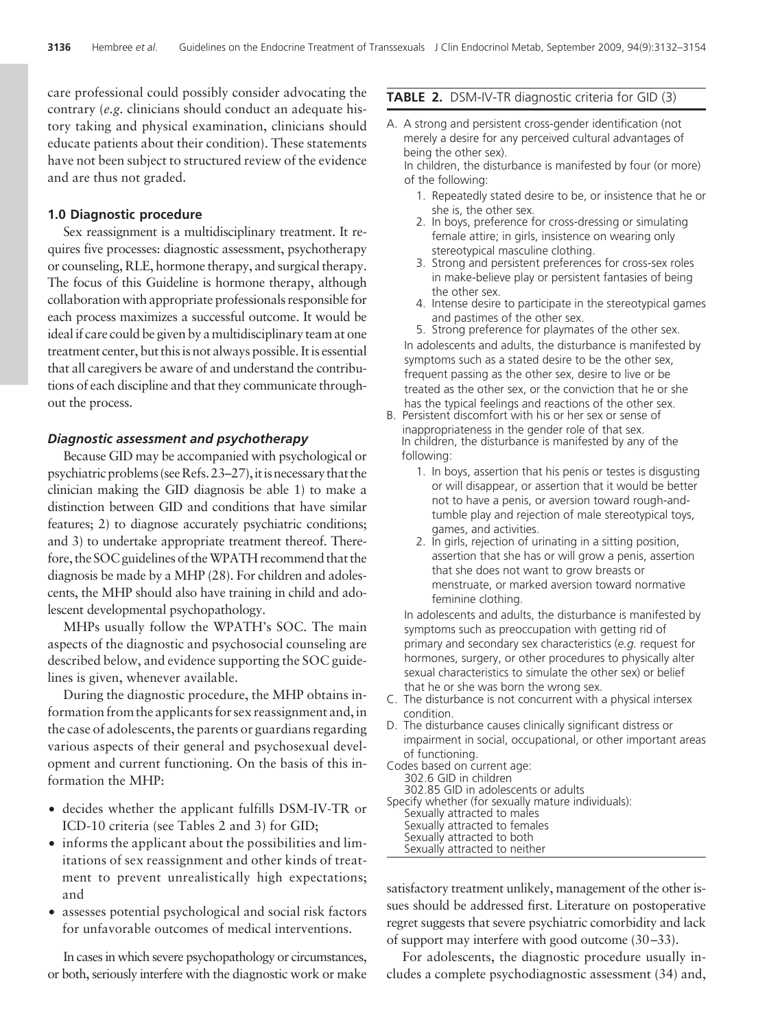care professional could possibly consider advocating the contrary (*e.g.* clinicians should conduct an adequate history taking and physical examination, clinicians should educate patients about their condition). These statements have not been subject to structured review of the evidence and are thus not graded.

### 1.0 Diagnostic procedure

Sex reassignment is a multidisciplinary treatment. It requires five processes: diagnostic assessment, psychotherapy or counseling, RLE, hormone therapy, and surgical therapy. The focus of this Guideline is hormone therapy, although collaboration with appropriate professionals responsible for each process maximizes a successful outcome. It would be ideal if care could be given by a multidisciplinary team at one treatment center, but this is not always possible. It is essential that all caregivers be aware of and understand the contributions of each discipline and that they communicate throughout the process.

#### *Diagnostic assessment and psychotherapy*

Because GID may be accompanied with psychological or psychiatric problems (see Refs. 23–27), it is necessary that the clinician making the GID diagnosis be able 1) to make a distinction between GID and conditions that have similar features; 2) to diagnose accurately psychiatric conditions; and 3) to undertake appropriate treatment thereof. Therefore, the SOC guidelines of the WPATH recommend that the diagnosis be made by a MHP (28). For children and adolescents, the MHP should also have training in child and adolescent developmental psychopathology.

MHPs usually follow the WPATH's SOC. The main aspects of the diagnostic and psychosocial counseling are described below, and evidence supporting the SOC guidelines is given, whenever available.

During the diagnostic procedure, the MHP obtains information from the applicants for sex reassignment and, in the case of adolescents, the parents or guardians regarding various aspects of their general and psychosexual development and current functioning. On the basis of this information the MHP:

- decides whether the applicant fulfills DSM-IV-TR or ICD-10 criteria (see Tables 2 and 3) for GID;
- informs the applicant about the possibilities and limitations of sex reassignment and other kinds of treatment to prevent unrealistically high expectations; and
- assesses potential psychological and social risk factors for unfavorable outcomes of medical interventions.

In cases in which severe psychopathology or circumstances, or both, seriously interfere with the diagnostic work or make satisfactory treatment unlikely, management of the other issues should be addressed first. Literature on postoperative regret suggests that severe psychiatric comorbidity and lack of support may interfere with good outcome (30–33).

For adolescents, the diagnostic procedure usually includes a complete psychodiagnostic assessment (34) and,

**TABLE 2.** DSM-IV-TR diagnostic criteria for GID (3)

A. A strong and persistent cross-gender identification (not merely a desire for any perceived cultural advantages of being the other sex).
In children, the disturbance is manifested by four (or more) of the following:
1. Repeatedly stated desire to be, or insistence that he or she is, the other sex.
2. In boys, preference for cross-dressing or simulating female attire; in girls, insistence on wearing only stereotypical masculine clothing.
3. Strong and persistent preferences for cross-sex roles in make-believe play or persistent fantasies of being the other sex.
4. Intense desire to participate in the stereotypical games and pastimes of the other sex.
5. Strong preference for playmates of the other sex.

In adolescents and adults, the disturbance is manifested by symptoms such as a stated desire to be the other sex, frequent passing as the other sex, desire to live or be treated as the other sex, or the conviction that he or she has the typical feelings and reactions of the other sex.

B. Persistent discomfort with his or her sex or sense of inappropriateness in the gender role of that sex.
In children, the disturbance is manifested by any of the following:
1. In boys, assertion that his penis or testes is disgusting or will disappear, or assertion that it would be better not to have a penis, or aversion toward rough-and-tumble play and rejection of male stereotypical toys, games, and activities.
2. In girls, rejection of urinating in a sitting position, assertion that she has or will grow a penis, assertion that she does not want to grow breasts or menstruate, or marked aversion toward normative feminine clothing.

In adolescents and adults, the disturbance is manifested by symptoms such as preoccupation with getting rid of primary and secondary sex characteristics (*e.g.* request for hormones, surgery, or other procedures to physically alter sexual characteristics to simulate the other sex) or belief that he or she was born the wrong sex.

C. The disturbance is not concurrent with a physical intersex condition.

D. The disturbance causes clinically significant distress or impairment in social, occupational, or other important areas of functioning.

Codes based on current age:
302.6 GID in children
302.85 GID in adolescents or adults

Specify whether (for sexually mature individuals):
Sexually attracted to males
Sexually attracted to females
Sexually attracted to both
Sexually attracted to neither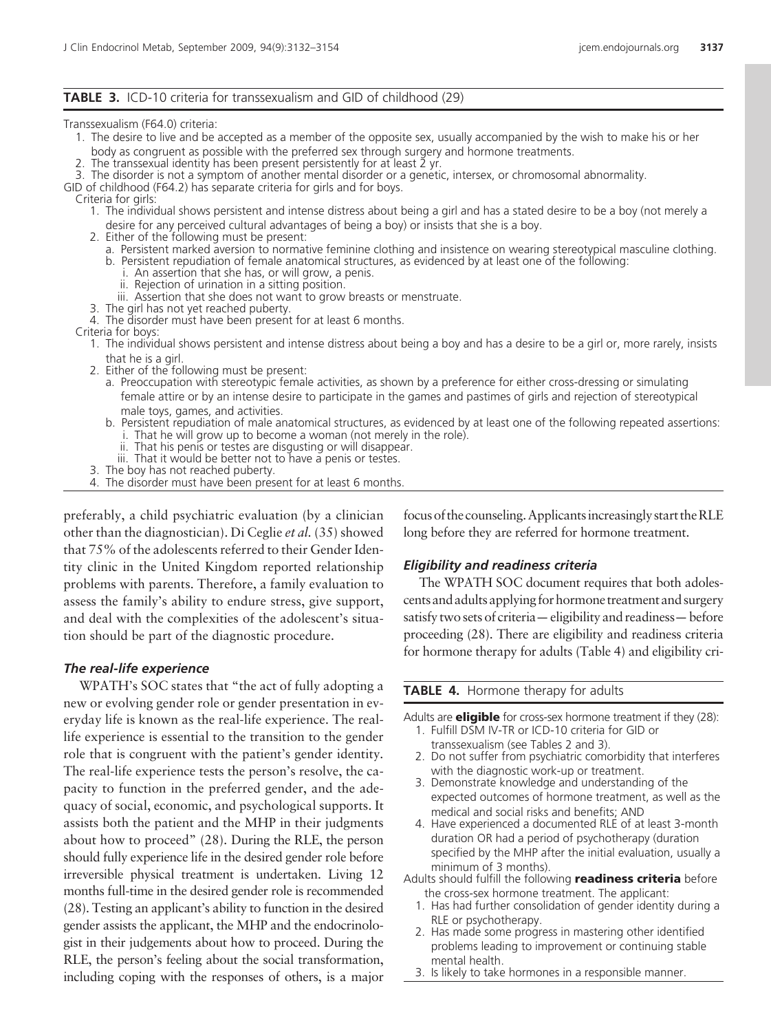**TABLE 3.** ICD-10 criteria for transsexualism and GID of childhood (29)

Transsexualism (F64.0) criteria:

1. The desire to live and be accepted as a member of the opposite sex, usually accompanied by the wish to make his or her body as congruent as possible with the preferred sex through surgery and hormone treatments.
2. The transsexual identity has been present persistently for at least 2 yr.
3. The disorder is not a symptom of another mental disorder or a genetic, intersex, or chromosomal abnormality.

GID of childhood (F64.2) has separate criteria for girls and for boys.

Criteria for girls:

1. The individual shows persistent and intense distress about being a girl and has a stated desire to be a boy (not merely a desire for any perceived cultural advantages of being a boy) or insists that she is a boy.
2. Either of the following must be present:
   a. Persistent marked aversion to normative feminine clothing and insistence on wearing stereotypical masculine clothing.
   b. Persistent repudiation of female anatomical structures, as evidenced by at least one of the following:
      i. An assertion that she has, or will grow, a penis.
      ii. Rejection of urination in a sitting position.
      iii. Assertion that she does not want to grow breasts or menstruate.
3. The girl has not yet reached puberty.
4. The disorder must have been present for at least 6 months.

Criteria for boys:

1. The individual shows persistent and intense distress about being a boy and has a desire to be a girl or, more rarely, insists that he is a girl.
2. Either of the following must be present:
   a. Preoccupation with stereotypic female activities, as shown by a preference for either cross-dressing or simulating female attire or by an intense desire to participate in the games and pastimes of girls and rejection of stereotypical male toys, games, and activities.
   b. Persistent repudiation of male anatomical structures, as evidenced by at least one of the following repeated assertions:
      i. That he will grow up to become a woman (not merely in the role).
      ii. That his penis or testes are disgusting or will disappear.
      iii. That it would be better not to have a penis or testes.
3. The boy has not reached puberty.
4. The disorder must have been present for at least 6 months.

preferably, a child psychiatric evaluation (by a clinician other than the diagnostician). Di Ceglie *et al.* (35) showed that 75% of the adolescents referred to their Gender Identity clinic in the United Kingdom reported relationship problems with parents. Therefore, a family evaluation to assess the family's ability to endure stress, give support, and deal with the complexities of the adolescent's situation should be part of the diagnostic procedure.

### *The real-life experience*

WPATH's SOC states that "the act of fully adopting a new or evolving gender role or gender presentation in everyday life is known as the real-life experience. The real-life experience is essential to the transition to the gender role that is congruent with the patient's gender identity. The real-life experience tests the person's resolve, the capacity to function in the preferred gender, and the adequacy of social, economic, and psychological supports. It assists both the patient and the MHP in their judgments about how to proceed" (28). During the RLE, the person should fully experience life in the desired gender role before irreversible physical treatment is undertaken. Living 12 months full-time in the desired gender role is recommended (28). Testing an applicant's ability to function in the desired gender assists the applicant, the MHP and the endocrinologist in their judgements about how to proceed. During the RLE, the person's feeling about the social transformation, including coping with the responses of others, is a major focus of the counseling. Applicants increasingly start the RLE long before they are referred for hormone treatment.

### *Eligibility and readiness criteria*

The WPATH SOC document requires that both adolescents and adults applying for hormone treatment and surgery satisfy two sets of criteria— eligibility and readiness— before proceeding (28). There are eligibility and readiness criteria for hormone therapy for adults (Table 4) and eligibility cri-

**TABLE 4.** Hormone therapy for adults

Adults are **eligible** for cross-sex hormone treatment if they (28):

1. Fulfill DSM IV-TR or ICD-10 criteria for GID or transsexualism (see Tables 2 and 3).
2. Do not suffer from psychiatric comorbidity that interferes with the diagnostic work-up or treatment.
3. Demonstrate knowledge and understanding of the expected outcomes of hormone treatment, as well as the medical and social risks and benefits; AND
4. Have experienced a documented RLE of at least 3-month duration OR had a period of psychotherapy (duration specified by the MHP after the initial evaluation, usually a minimum of 3 months).

Adults should fulfill the following **readiness criteria** before the cross-sex hormone treatment. The applicant:

1. Has had further consolidation of gender identity during a RLE or psychotherapy.
2. Has made some progress in mastering other identified problems leading to improvement or continuing stable mental health.
3. Is likely to take hormones in a responsible manner.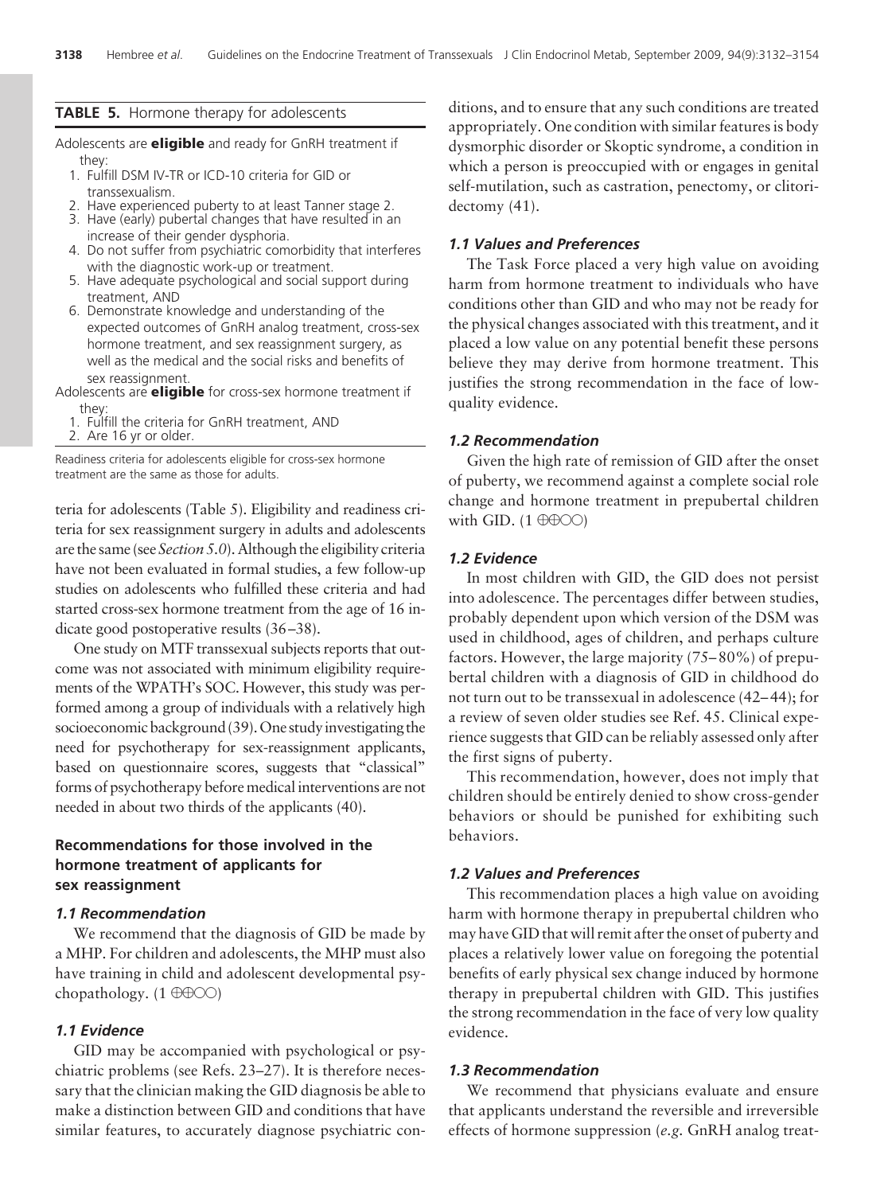**TABLE 5.** Hormone therapy for adolescents

Adolescents are **eligible** and ready for GnRH treatment if they:

1. Fulfill DSM IV-TR or ICD-10 criteria for GID or transsexualism.
2. Have experienced puberty to at least Tanner stage 2.
3. Have (early) pubertal changes that have resulted in an increase of their gender dysphoria.
4. Do not suffer from psychiatric comorbidity that interferes with the diagnostic work-up or treatment.
5. Have adequate psychological and social support during treatment, AND
6. Demonstrate knowledge and understanding of the expected outcomes of GnRH analog treatment, cross-sex hormone treatment, and sex reassignment surgery, as well as the medical and the social risks and benefits of sex reassignment.

Adolescents are **eligible** for cross-sex hormone treatment if they:

1. Fulfill the criteria for GnRH treatment, AND
2. Are 16 yr or older.

Readiness criteria for adolescents eligible for cross-sex hormone treatment are the same as those for adults.

teria for adolescents (Table 5). Eligibility and readiness criteria for sex reassignment surgery in adults and adolescents are the same (see *Section 5.0*). Although the eligibility criteria have not been evaluated in formal studies, a few follow-up studies on adolescents who fulfilled these criteria and had started cross-sex hormone treatment from the age of 16 indicate good postoperative results (36–38).

One study on MTF transsexual subjects reports that outcome was not associated with minimum eligibility requirements of the WPATH's SOC. However, this study was performed among a group of individuals with a relatively high socioeconomic background (39). One study investigating the need for psychotherapy for sex-reassignment applicants, based on questionnaire scores, suggests that "classical" forms of psychotherapy before medical interventions are not needed in about two thirds of the applicants (40).

## Recommendations for those involved in the hormone treatment of applicants for sex reassignment

### *1.1 Recommendation*

We recommend that the diagnosis of GID be made by a MHP. For children and adolescents, the MHP must also have training in child and adolescent developmental psychopathology. (1 ⊕⊕○○)

### *1.1 Evidence*

GID may be accompanied with psychological or psychiatric problems (see Refs. 23–27). It is therefore necessary that the clinician making the GID diagnosis be able to make a distinction between GID and conditions that have similar features, to accurately diagnose psychiatric conditions, and to ensure that any such conditions are treated appropriately. One condition with similar features is body dysmorphic disorder or Skoptic syndrome, a condition in which a person is preoccupied with or engages in genital self-mutilation, such as castration, penectomy, or clitoridectomy (41).

### *1.1 Values and Preferences*

The Task Force placed a very high value on avoiding harm from hormone treatment to individuals who have conditions other than GID and who may not be ready for the physical changes associated with this treatment, and it placed a low value on any potential benefit these persons believe they may derive from hormone treatment. This justifies the strong recommendation in the face of low-quality evidence.

### *1.2 Recommendation*

Given the high rate of remission of GID after the onset of puberty, we recommend against a complete social role change and hormone treatment in prepubertal children with GID. (1 ⊕⊕○○)

### *1.2 Evidence*

In most children with GID, the GID does not persist into adolescence. The percentages differ between studies, probably dependent upon which version of the DSM was used in childhood, ages of children, and perhaps culture factors. However, the large majority (75–80%) of prepubertal children with a diagnosis of GID in childhood do not turn out to be transsexual in adolescence (42–44); for a review of seven older studies see Ref. 45. Clinical experience suggests that GID can be reliably assessed only after the first signs of puberty.

This recommendation, however, does not imply that children should be entirely denied to show cross-gender behaviors or should be punished for exhibiting such behaviors.

### *1.2 Values and Preferences*

This recommendation places a high value on avoiding harm with hormone therapy in prepubertal children who may have GID that will remit after the onset of puberty and places a relatively lower value on foregoing the potential benefits of early physical sex change induced by hormone therapy in prepubertal children with GID. This justifies the strong recommendation in the face of very low quality evidence.

### *1.3 Recommendation*

We recommend that physicians evaluate and ensure that applicants understand the reversible and irreversible effects of hormone suppression (*e.g.* GnRH analog treat-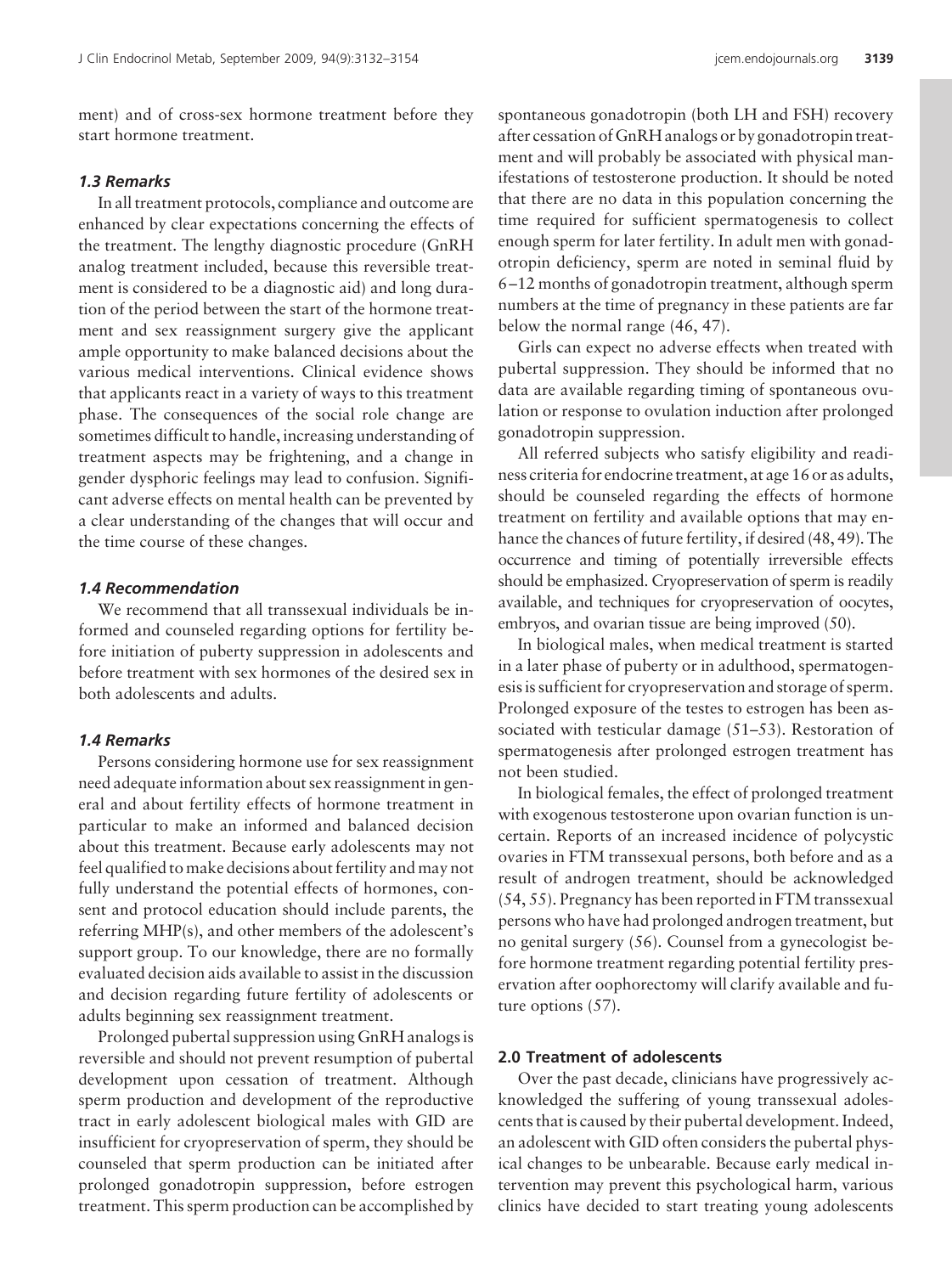ment) and of cross-sex hormone treatment before they start hormone treatment.

### *1.3 Remarks*

In all treatment protocols, compliance and outcome are enhanced by clear expectations concerning the effects of the treatment. The lengthy diagnostic procedure (GnRH analog treatment included, because this reversible treatment is considered to be a diagnostic aid) and long duration of the period between the start of the hormone treatment and sex reassignment surgery give the applicant ample opportunity to make balanced decisions about the various medical interventions. Clinical evidence shows that applicants react in a variety of ways to this treatment phase. The consequences of the social role change are sometimes difficult to handle, increasing understanding of treatment aspects may be frightening, and a change in gender dysphoric feelings may lead to confusion. Significant adverse effects on mental health can be prevented by a clear understanding of the changes that will occur and the time course of these changes.

### *1.4 Recommendation*

We recommend that all transsexual individuals be informed and counseled regarding options for fertility before initiation of puberty suppression in adolescents and before treatment with sex hormones of the desired sex in both adolescents and adults.

### *1.4 Remarks*

Persons considering hormone use for sex reassignment need adequate information about sex reassignment in general and about fertility effects of hormone treatment in particular to make an informed and balanced decision about this treatment. Because early adolescents may not feel qualified to make decisions about fertility and may not fully understand the potential effects of hormones, consent and protocol education should include parents, the referring MHP(s), and other members of the adolescent's support group. To our knowledge, there are no formally evaluated decision aids available to assist in the discussion and decision regarding future fertility of adolescents or adults beginning sex reassignment treatment.

Prolonged pubertal suppression using GnRH analogs is reversible and should not prevent resumption of pubertal development upon cessation of treatment. Although sperm production and development of the reproductive tract in early adolescent biological males with GID are insufficient for cryopreservation of sperm, they should be counseled that sperm production can be initiated after prolonged gonadotropin suppression, before estrogen treatment. This sperm production can be accomplished by spontaneous gonadotropin (both LH and FSH) recovery after cessation of GnRH analogs or by gonadotropin treatment and will probably be associated with physical manifestations of testosterone production. It should be noted that there are no data in this population concerning the time required for sufficient spermatogenesis to collect enough sperm for later fertility. In adult men with gonadotropin deficiency, sperm are noted in seminal fluid by 6–12 months of gonadotropin treatment, although sperm numbers at the time of pregnancy in these patients are far below the normal range (46, 47).

Girls can expect no adverse effects when treated with pubertal suppression. They should be informed that no data are available regarding timing of spontaneous ovulation or response to ovulation induction after prolonged gonadotropin suppression.

All referred subjects who satisfy eligibility and readiness criteria for endocrine treatment, at age 16 or as adults, should be counseled regarding the effects of hormone treatment on fertility and available options that may enhance the chances of future fertility, if desired (48, 49). The occurrence and timing of potentially irreversible effects should be emphasized. Cryopreservation of sperm is readily available, and techniques for cryopreservation of oocytes, embryos, and ovarian tissue are being improved (50).

In biological males, when medical treatment is started in a later phase of puberty or in adulthood, spermatogenesis is sufficient for cryopreservation and storage of sperm. Prolonged exposure of the testes to estrogen has been associated with testicular damage (51–53). Restoration of spermatogenesis after prolonged estrogen treatment has not been studied.

In biological females, the effect of prolonged treatment with exogenous testosterone upon ovarian function is uncertain. Reports of an increased incidence of polycystic ovaries in FTM transsexual persons, both before and as a result of androgen treatment, should be acknowledged (54, 55). Pregnancy has been reported in FTM transsexual persons who have had prolonged androgen treatment, but no genital surgery (56). Counsel from a gynecologist before hormone treatment regarding potential fertility preservation after oophorectomy will clarify available and future options (57).

## 2.0 Treatment of adolescents

Over the past decade, clinicians have progressively acknowledged the suffering of young transsexual adolescents that is caused by their pubertal development. Indeed, an adolescent with GID often considers the pubertal physical changes to be unbearable. Because early medical intervention may prevent this psychological harm, various clinics have decided to start treating young adolescents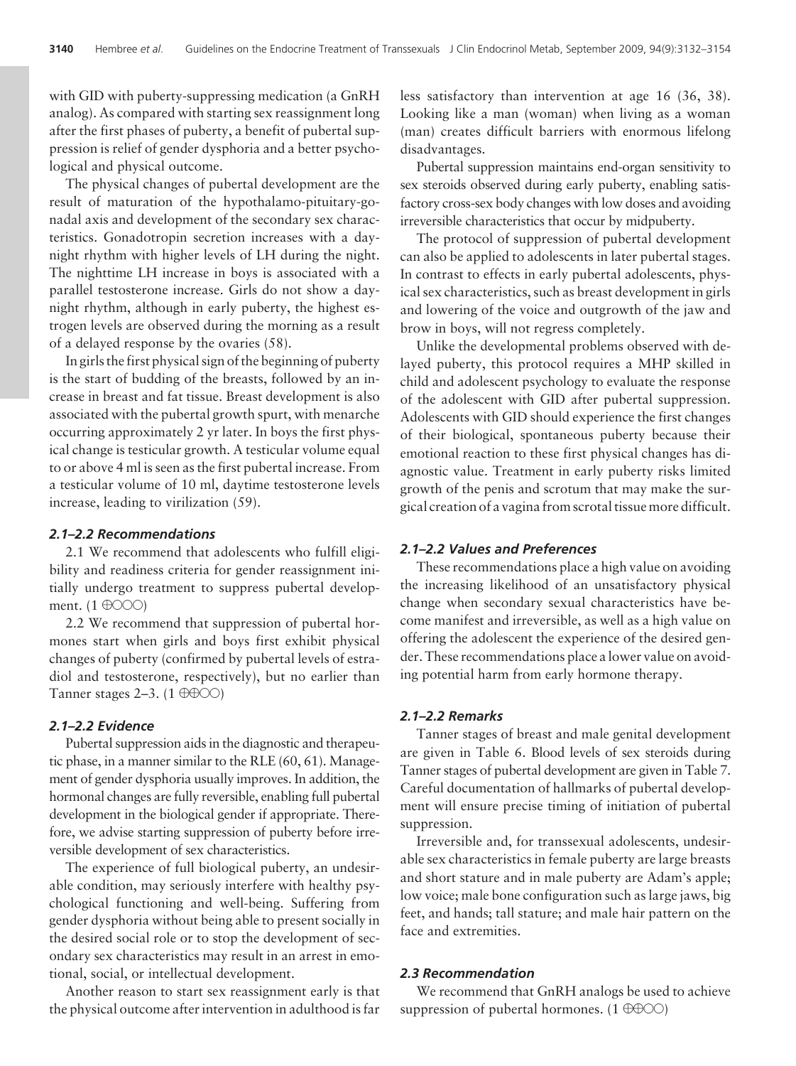with GID with puberty-suppressing medication (a GnRH analog). As compared with starting sex reassignment long after the first phases of puberty, a benefit of pubertal suppression is relief of gender dysphoria and a better psychological and physical outcome.

The physical changes of pubertal development are the result of maturation of the hypothalamo-pituitary-gonadal axis and development of the secondary sex characteristics. Gonadotropin secretion increases with a day-night rhythm with higher levels of LH during the night. The nighttime LH increase in boys is associated with a parallel testosterone increase. Girls do not show a day-night rhythm, although in early puberty, the highest estrogen levels are observed during the morning as a result of a delayed response by the ovaries (58).

In girls the first physical sign of the beginning of puberty is the start of budding of the breasts, followed by an increase in breast and fat tissue. Breast development is also associated with the pubertal growth spurt, with menarche occurring approximately 2 yr later. In boys the first physical change is testicular growth. A testicular volume equal to or above 4 ml is seen as the first pubertal increase. From a testicular volume of 10 ml, daytime testosterone levels increase, leading to virilization (59).

### *2.1–2.2 Recommendations*

2.1 We recommend that adolescents who fulfill eligibility and readiness criteria for gender reassignment initially undergo treatment to suppress pubertal development. (1 ⊕○○○)

2.2 We recommend that suppression of pubertal hormones start when girls and boys first exhibit physical changes of puberty (confirmed by pubertal levels of estradiol and testosterone, respectively), but no earlier than Tanner stages 2–3. (1 ⊕⊕○○)

### *2.1–2.2 Evidence*

Pubertal suppression aids in the diagnostic and therapeutic phase, in a manner similar to the RLE (60, 61). Management of gender dysphoria usually improves. In addition, the hormonal changes are fully reversible, enabling full pubertal development in the biological gender if appropriate. Therefore, we advise starting suppression of puberty before irreversible development of sex characteristics.

The experience of full biological puberty, an undesirable condition, may seriously interfere with healthy psychological functioning and well-being. Suffering from gender dysphoria without being able to present socially in the desired social role or to stop the development of secondary sex characteristics may result in an arrest in emotional, social, or intellectual development.

Another reason to start sex reassignment early is that the physical outcome after intervention in adulthood is far less satisfactory than intervention at age 16 (36, 38). Looking like a man (woman) when living as a woman (man) creates difficult barriers with enormous lifelong disadvantages.

Pubertal suppression maintains end-organ sensitivity to sex steroids observed during early puberty, enabling satisfactory cross-sex body changes with low doses and avoiding irreversible characteristics that occur by midpuberty.

The protocol of suppression of pubertal development can also be applied to adolescents in later pubertal stages. In contrast to effects in early pubertal adolescents, physical sex characteristics, such as breast development in girls and lowering of the voice and outgrowth of the jaw and brow in boys, will not regress completely.

Unlike the developmental problems observed with delayed puberty, this protocol requires a MHP skilled in child and adolescent psychology to evaluate the response of the adolescent with GID after pubertal suppression. Adolescents with GID should experience the first changes of their biological, spontaneous puberty because their emotional reaction to these first physical changes has diagnostic value. Treatment in early puberty risks limited growth of the penis and scrotum that may make the surgical creation of a vagina from scrotal tissue more difficult.

### *2.1–2.2 Values and Preferences*

These recommendations place a high value on avoiding the increasing likelihood of an unsatisfactory physical change when secondary sexual characteristics have become manifest and irreversible, as well as a high value on offering the adolescent the experience of the desired gender. These recommendations place a lower value on avoiding potential harm from early hormone therapy.

### *2.1–2.2 Remarks*

Tanner stages of breast and male genital development are given in Table 6. Blood levels of sex steroids during Tanner stages of pubertal development are given in Table 7. Careful documentation of hallmarks of pubertal development will ensure precise timing of initiation of pubertal suppression.

Irreversible and, for transsexual adolescents, undesirable sex characteristics in female puberty are large breasts and short stature and in male puberty are Adam's apple; low voice; male bone configuration such as large jaws, big feet, and hands; tall stature; and male hair pattern on the face and extremities.

### *2.3 Recommendation*

We recommend that GnRH analogs be used to achieve suppression of pubertal hormones. (1 ⊕⊕○○)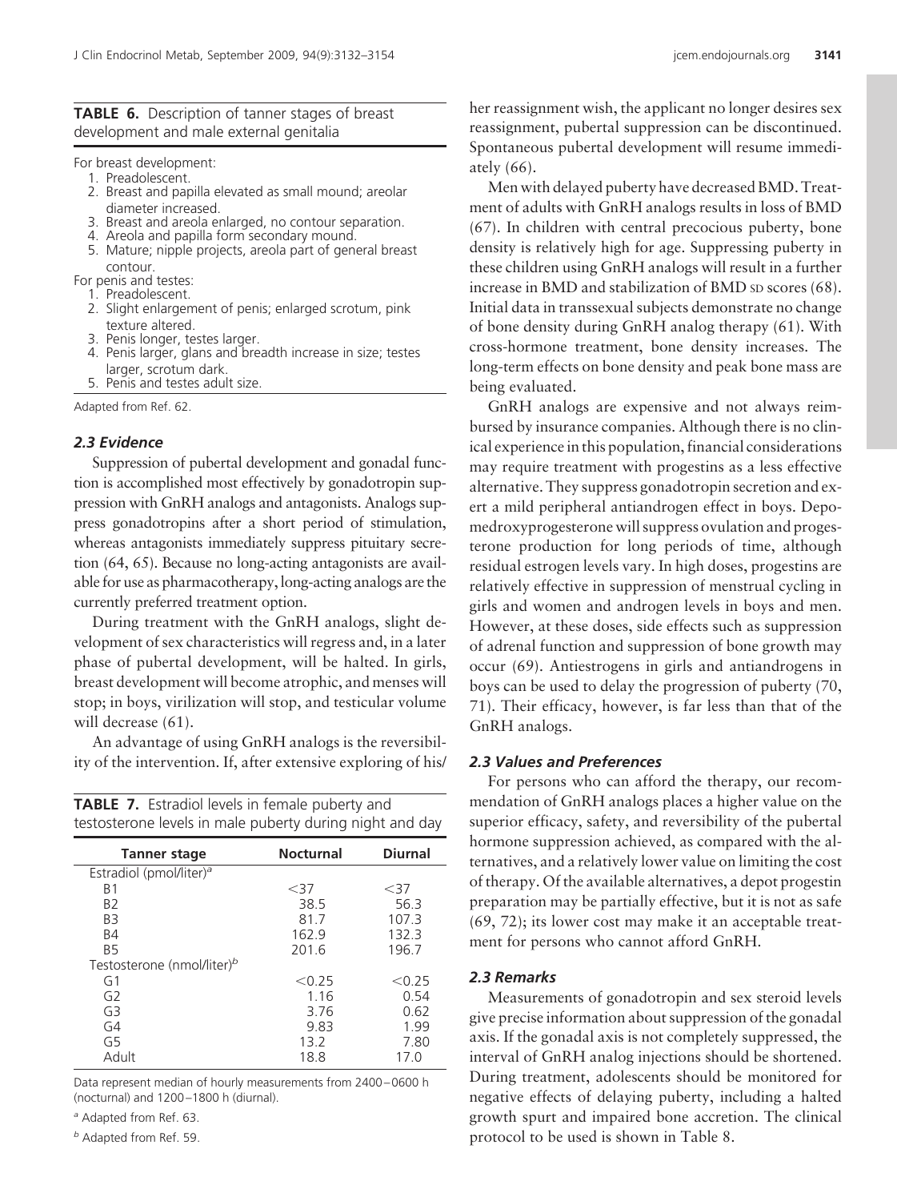**TABLE 6.** Description of tanner stages of breast development and male external genitalia

For breast development:
1. Preadolescent.
2. Breast and papilla elevated as small mound; areolar diameter increased.
3. Breast and areola enlarged, no contour separation.
4. Areola and papilla form secondary mound.
5. Mature; nipple projects, areola part of general breast contour.

For penis and testes:
1. Preadolescent.
2. Slight enlargement of penis; enlarged scrotum, pink texture altered.
3. Penis longer, testes larger.
4. Penis larger, glans and breadth increase in size; testes larger, scrotum dark.
5. Penis and testes adult size.

Adapted from Ref. 62.

### *2.3 Evidence*

Suppression of pubertal development and gonadal function is accomplished most effectively by gonadotropin suppression with GnRH analogs and antagonists. Analogs suppress gonadotropins after a short period of stimulation, whereas antagonists immediately suppress pituitary secretion (64, 65). Because no long-acting antagonists are available for use as pharmacotherapy, long-acting analogs are the currently preferred treatment option.

During treatment with the GnRH analogs, slight development of sex characteristics will regress and, in a later phase of pubertal development, will be halted. In girls, breast development will become atrophic, and menses will stop; in boys, virilization will stop, and testicular volume will decrease (61).

An advantage of using GnRH analogs is the reversibility of the intervention. If, after extensive exploring of his/her reassignment wish, the applicant no longer desires sex reassignment, pubertal suppression can be discontinued. Spontaneous pubertal development will resume immediately (66).

**TABLE 7.** Estradiol levels in female puberty and testosterone levels in male puberty during night and day

| Tanner stage | Nocturnal | Diurnal |
|---|---|---|
| Estradiol (pmol/liter)[a] | | |
| B1 | <37 | <37 |
| B2 | 38.5 | 56.3 |
| B3 | 81.7 | 107.3 |
| B4 | 162.9 | 132.3 |
| B5 | 201.6 | 196.7 |
| Testosterone (nmol/liter)[b] | | |
| G1 | <0.25 | <0.25 |
| G2 | 1.16 | 0.54 |
| G3 | 3.76 | 0.62 |
| G4 | 9.83 | 1.99 |
| G5 | 13.2 | 7.80 |
| Adult | 18.8 | 17.0 |

Data represent median of hourly measurements from 2400–0600 h (nocturnal) and 1200–1800 h (diurnal).

[a] Adapted from Ref. 63.

[b] Adapted from Ref. 59.

Men with delayed puberty have decreased BMD. Treatment of adults with GnRH analogs results in loss of BMD (67). In children with central precocious puberty, bone density is relatively high for age. Suppressing puberty in these children using GnRH analogs will result in a further increase in BMD and stabilization of BMD SD scores (68). Initial data in transsexual subjects demonstrate no change of bone density during GnRH analog therapy (61). With cross-hormone treatment, bone density increases. The long-term effects on bone density and peak bone mass are being evaluated.

GnRH analogs are expensive and not always reimbursed by insurance companies. Although there is no clinical experience in this population, financial considerations may require treatment with progestins as a less effective alternative. They suppress gonadotropin secretion and exert a mild peripheral antiandrogen effect in boys. Depomedroxyprogesterone will suppress ovulation and progesterone production for long periods of time, although residual estrogen levels vary. In high doses, progestins are relatively effective in suppression of menstrual cycling in girls and women and androgen levels in boys and men. However, at these doses, side effects such as suppression of adrenal function and suppression of bone growth may occur (69). Antiestrogens in girls and antiandrogens in boys can be used to delay the progression of puberty (70, 71). Their efficacy, however, is far less than that of the GnRH analogs.

### *2.3 Values and Preferences*

For persons who can afford the therapy, our recommendation of GnRH analogs places a higher value on the superior efficacy, safety, and reversibility of the pubertal hormone suppression achieved, as compared with the alternatives, and a relatively lower value on limiting the cost of therapy. Of the available alternatives, a depot progestin preparation may be partially effective, but it is not as safe (69, 72); its lower cost may make it an acceptable treatment for persons who cannot afford GnRH.

### *2.3 Remarks*

Measurements of gonadotropin and sex steroid levels give precise information about suppression of the gonadal axis. If the gonadal axis is not completely suppressed, the interval of GnRH analog injections should be shortened. During treatment, adolescents should be monitored for negative effects of delaying puberty, including a halted growth spurt and impaired bone accretion. The clinical protocol to be used is shown in Table 8.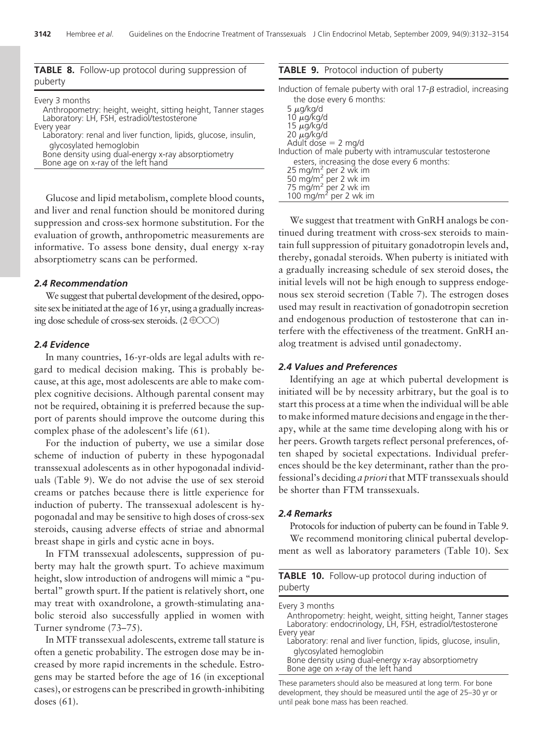**TABLE 8.** Follow-up protocol during suppression of puberty

| | |
|---|---|
| Every 3 months | |
| | Anthropometry: height, weight, sitting height, Tanner stages |
| | Laboratory: LH, FSH, estradiol/testosterone |
| Every year | |
| | Laboratory: renal and liver function, lipids, glucose, insulin, glycosylated hemoglobin |
| | Bone density using dual-energy x-ray absorptiometry |
| | Bone age on x-ray of the left hand |

Glucose and lipid metabolism, complete blood counts, and liver and renal function should be monitored during suppression and cross-sex hormone substitution. For the evaluation of growth, anthropometric measurements are informative. To assess bone density, dual energy x-ray absorptiometry scans can be performed.

### *2.4 Recommendation*

We suggest that pubertal development of the desired, opposite sex be initiated at the age of 16 yr, using a gradually increasing dose schedule of cross-sex steroids. (2 ⊕○○○)

### *2.4 Evidence*

In many countries, 16-yr-olds are legal adults with regard to medical decision making. This is probably because, at this age, most adolescents are able to make complex cognitive decisions. Although parental consent may not be required, obtaining it is preferred because the support of parents should improve the outcome during this complex phase of the adolescent's life (61).

For the induction of puberty, we use a similar dose scheme of induction of puberty in these hypogonadal transsexual adolescents as in other hypogonadal individuals (Table 9). We do not advise the use of sex steroid creams or patches because there is little experience for induction of puberty. The transsexual adolescent is hypogonadal and may be sensitive to high doses of cross-sex steroids, causing adverse effects of striae and abnormal breast shape in girls and cystic acne in boys.

In FTM transsexual adolescents, suppression of puberty may halt the growth spurt. To achieve maximum height, slow introduction of androgens will mimic a "pubertal" growth spurt. If the patient is relatively short, one may treat with oxandrolone, a growth-stimulating anabolic steroid also successfully applied in women with Turner syndrome (73–75).

In MTF transsexual adolescents, extreme tall stature is often a genetic probability. The estrogen dose may be increased by more rapid increments in the schedule. Estrogens may be started before the age of 16 (in exceptional cases), or estrogens can be prescribed in growth-inhibiting doses (61).

**TABLE 9.** Protocol induction of puberty

| | |
|---|---|
| Induction of female puberty with oral 17-$\beta$ estradiol, increasing the dose every 6 months: | |
| | 5 $\mu$g/kg/d |
| | 10 $\mu$g/kg/d |
| | 15 $\mu$g/kg/d |
| | 20 $\mu$g/kg/d |
| | Adult dose = 2 mg/d |
| Induction of male puberty with intramuscular testosterone esters, increasing the dose every 6 months: | |
| | 25 mg/m$^2$ per 2 wk im |
| | 50 mg/m$^2$ per 2 wk im |
| | 75 mg/m$^2$ per 2 wk im |
| | 100 mg/m$^2$ per 2 wk im |

We suggest that treatment with GnRH analogs be continued during treatment with cross-sex steroids to maintain full suppression of pituitary gonadotropin levels and, thereby, gonadal steroids. When puberty is initiated with a gradually increasing schedule of sex steroid doses, the initial levels will not be high enough to suppress endogenous sex steroid secretion (Table 7). The estrogen doses used may result in reactivation of gonadotropin secretion and endogenous production of testosterone that can interfere with the effectiveness of the treatment. GnRH analog treatment is advised until gonadectomy.

### *2.4 Values and Preferences*

Identifying an age at which pubertal development is initiated will be by necessity arbitrary, but the goal is to start this process at a time when the individual will be able to make informed mature decisions and engage in the therapy, while at the same time developing along with his or her peers. Growth targets reflect personal preferences, often shaped by societal expectations. Individual preferences should be the key determinant, rather than the professional's deciding *a priori* that MTF transsexuals should be shorter than FTM transsexuals.

### *2.4 Remarks*

Protocols for induction of puberty can be found in Table 9.

We recommend monitoring clinical pubertal development as well as laboratory parameters (Table 10). Sex

**TABLE 10.** Follow-up protocol during induction of puberty

| | |
|---|---|
| Every 3 months | |
| | Anthropometry: height, weight, sitting height, Tanner stages |
| | Laboratory: endocrinology, LH, FSH, estradiol/testosterone |
| Every year | |
| | Laboratory: renal and liver function, lipids, glucose, insulin, glycosylated hemoglobin |
| | Bone density using dual-energy x-ray absorptiometry |
| | Bone age on x-ray of the left hand |

These parameters should also be measured at long term. For bone development, they should be measured until the age of 25–30 yr or until peak bone mass has been reached.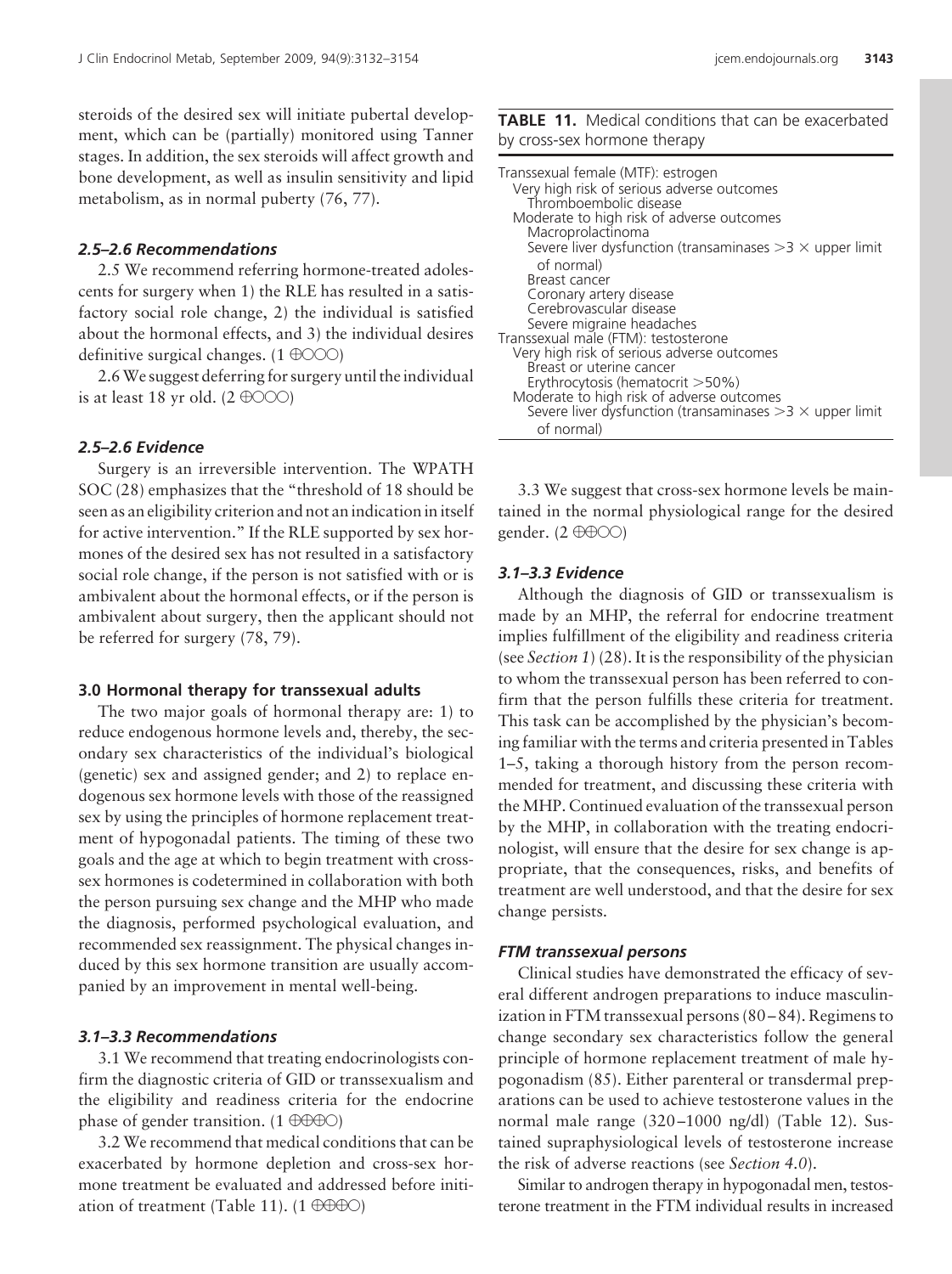steroids of the desired sex will initiate pubertal development, which can be (partially) monitored using Tanner stages. In addition, the sex steroids will affect growth and bone development, as well as insulin sensitivity and lipid metabolism, as in normal puberty (76, 77).

### *2.5–2.6 Recommendations*

2.5 We recommend referring hormone-treated adolescents for surgery when 1) the RLE has resulted in a satisfactory social role change, 2) the individual is satisfied about the hormonal effects, and 3) the individual desires definitive surgical changes. (1 ⊕○○○)

2.6 We suggest deferring for surgery until the individual is at least 18 yr old. (2 ⊕○○○)

### *2.5–2.6 Evidence*

Surgery is an irreversible intervention. The WPATH SOC (28) emphasizes that the "threshold of 18 should be seen as an eligibility criterion and not an indication in itself for active intervention." If the RLE supported by sex hormones of the desired sex has not resulted in a satisfactory social role change, if the person is not satisfied with or is ambivalent about the hormonal effects, or if the person is ambivalent about surgery, then the applicant should not be referred for surgery (78, 79).

## 3.0 Hormonal therapy for transsexual adults

The two major goals of hormonal therapy are: 1) to reduce endogenous hormone levels and, thereby, the secondary sex characteristics of the individual's biological (genetic) sex and assigned gender; and 2) to replace endogenous sex hormone levels with those of the reassigned sex by using the principles of hormone replacement treatment of hypogonadal patients. The timing of these two goals and the age at which to begin treatment with cross-sex hormones is codetermined in collaboration with both the person pursuing sex change and the MHP who made the diagnosis, performed psychological evaluation, and recommended sex reassignment. The physical changes induced by this sex hormone transition are usually accompanied by an improvement in mental well-being.

### *3.1–3.3 Recommendations*

3.1 We recommend that treating endocrinologists confirm the diagnostic criteria of GID or transsexualism and the eligibility and readiness criteria for the endocrine phase of gender transition. (1 ⊕⊕⊕○)

3.2 We recommend that medical conditions that can be exacerbated by hormone depletion and cross-sex hormone treatment be evaluated and addressed before initiation of treatment (Table 11). (1 ⊕⊕⊕○)

**TABLE 11.** Medical conditions that can be exacerbated by cross-sex hormone therapy

| |
|---|
| Transsexual female (MTF): estrogen |
| Very high risk of serious adverse outcomes |
| Thromboembolic disease |
| Moderate to high risk of adverse outcomes |
| Macroprolactinoma |
| Severe liver dysfunction (transaminases >3 × upper limit of normal) |
| Breast cancer |
| Coronary artery disease |
| Cerebrovascular disease |
| Severe migraine headaches |
| Transsexual male (FTM): testosterone |
| Very high risk of serious adverse outcomes |
| Breast or uterine cancer |
| Erythrocytosis (hematocrit >50%) |
| Moderate to high risk of adverse outcomes |
| Severe liver dysfunction (transaminases >3 × upper limit of normal) |

3.3 We suggest that cross-sex hormone levels be maintained in the normal physiological range for the desired gender. (2 ⊕⊕○○)

### *3.1–3.3 Evidence*

Although the diagnosis of GID or transsexualism is made by an MHP, the referral for endocrine treatment implies fulfillment of the eligibility and readiness criteria (see *Section 1*) (28). It is the responsibility of the physician to whom the transsexual person has been referred to confirm that the person fulfills these criteria for treatment. This task can be accomplished by the physician's becoming familiar with the terms and criteria presented in Tables 1–5, taking a thorough history from the person recommended for treatment, and discussing these criteria with the MHP. Continued evaluation of the transsexual person by the MHP, in collaboration with the treating endocrinologist, will ensure that the desire for sex change is appropriate, that the consequences, risks, and benefits of treatment are well understood, and that the desire for sex change persists.

### *FTM transsexual persons*

Clinical studies have demonstrated the efficacy of several different androgen preparations to induce masculinization in FTM transsexual persons (80–84). Regimens to change secondary sex characteristics follow the general principle of hormone replacement treatment of male hypogonadism (85). Either parenteral or transdermal preparations can be used to achieve testosterone values in the normal male range (320–1000 ng/dl) (Table 12). Sustained supraphysiological levels of testosterone increase the risk of adverse reactions (see *Section 4.0*).

Similar to androgen therapy in hypogonadal men, testosterone treatment in the FTM individual results in increased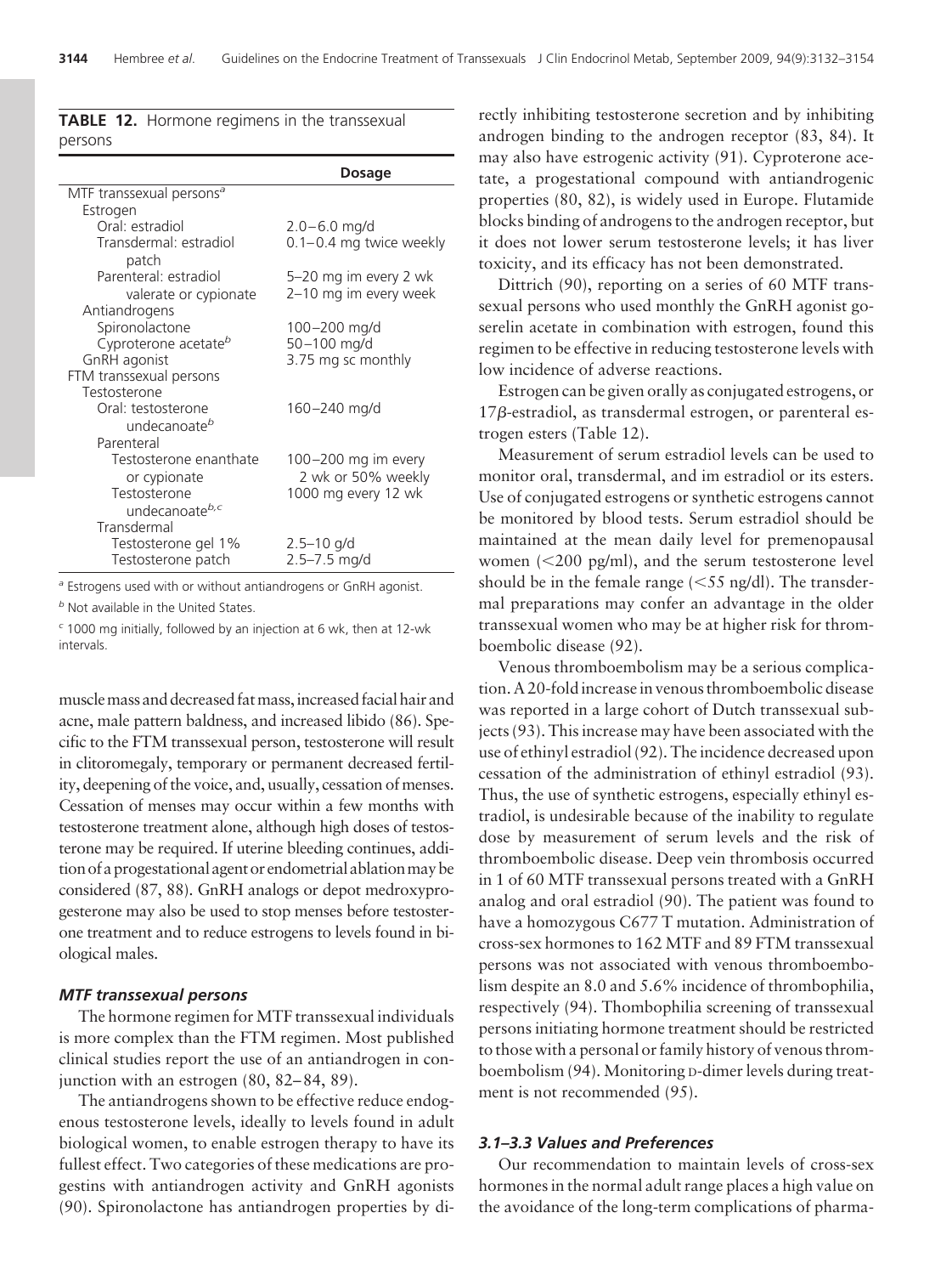**TABLE 12.** Hormone regimens in the transsexual persons

| | Dosage |
|---|---|
| MTF transsexual persons[a] | |
| Estrogen | |
| Oral: estradiol | 2.0–6.0 mg/d |
| Transdermal: estradiol patch | 0.1–0.4 mg twice weekly |
| Parenteral: estradiol | 5–20 mg im every 2 wk |
| valerate or cypionate | 2–10 mg im every week |
| Antiandrogens | |
| Spironolactone | 100–200 mg/d |
| Cyproterone acetate[b] | 50–100 mg/d |
| GnRH agonist | 3.75 mg sc monthly |
| FTM transsexual persons | |
| Testosterone | |
| Oral: testosterone undecanoate[b] | 160–240 mg/d |
| Parenteral | |
| Testosterone enanthate or cypionate | 100–200 mg im every 2 wk or 50% weekly |
| Testosterone undecanoate[b,c] | 1000 mg every 12 wk |
| Transdermal | |
| Testosterone gel 1% | 2.5–10 g/d |
| Testosterone patch | 2.5–7.5 mg/d |

[a] Estrogens used with or without antiandrogens or GnRH agonist.

[b] Not available in the United States.

[c] 1000 mg initially, followed by an injection at 6 wk, then at 12-wk intervals.

muscle mass and decreased fat mass, increased facial hair and acne, male pattern baldness, and increased libido (86). Specific to the FTM transsexual person, testosterone will result in clitoromegaly, temporary or permanent decreased fertility, deepening of the voice, and, usually, cessation of menses. Cessation of menses may occur within a few months with testosterone treatment alone, although high doses of testosterone may be required. If uterine bleeding continues, addition of a progestational agent or endometrial ablation may be considered (87, 88). GnRH analogs or depot medroxyprogesterone may also be used to stop menses before testosterone treatment and to reduce estrogens to levels found in biological males.

### *MTF transsexual persons*

The hormone regimen for MTF transsexual individuals is more complex than the FTM regimen. Most published clinical studies report the use of an antiandrogen in conjunction with an estrogen (80, 82–84, 89).

The antiandrogens shown to be effective reduce endogenous testosterone levels, ideally to levels found in adult biological women, to enable estrogen therapy to have its fullest effect. Two categories of these medications are progestins with antiandrogen activity and GnRH agonists (90). Spironolactone has antiandrogen properties by directly inhibiting testosterone secretion and by inhibiting androgen binding to the androgen receptor (83, 84). It may also have estrogenic activity (91). Cyproterone acetate, a progestational compound with antiandrogenic properties (80, 82), is widely used in Europe. Flutamide blocks binding of androgens to the androgen receptor, but it does not lower serum testosterone levels; it has liver toxicity, and its efficacy has not been demonstrated.

Dittrich (90), reporting on a series of 60 MTF transsexual persons who used monthly the GnRH agonist goserelin acetate in combination with estrogen, found this regimen to be effective in reducing testosterone levels with low incidence of adverse reactions.

Estrogen can be given orally as conjugated estrogens, or 17β-estradiol, as transdermal estrogen, or parenteral estrogen esters (Table 12).

Measurement of serum estradiol levels can be used to monitor oral, transdermal, and im estradiol or its esters. Use of conjugated estrogens or synthetic estrogens cannot be monitored by blood tests. Serum estradiol should be maintained at the mean daily level for premenopausal women (<200 pg/ml), and the serum testosterone level should be in the female range (<55 ng/dl). The transdermal preparations may confer an advantage in the older transsexual women who may be at higher risk for thromboembolic disease (92).

Venous thromboembolism may be a serious complication. A 20-fold increase in venous thromboembolic disease was reported in a large cohort of Dutch transsexual subjects (93). This increase may have been associated with the use of ethinyl estradiol (92). The incidence decreased upon cessation of the administration of ethinyl estradiol (93). Thus, the use of synthetic estrogens, especially ethinyl estradiol, is undesirable because of the inability to regulate dose by measurement of serum levels and the risk of thromboembolic disease. Deep vein thrombosis occurred in 1 of 60 MTF transsexual persons treated with a GnRH analog and oral estradiol (90). The patient was found to have a homozygous C677 T mutation. Administration of cross-sex hormones to 162 MTF and 89 FTM transsexual persons was not associated with venous thromboembolism despite an 8.0 and 5.6% incidence of thrombophilia, respectively (94). Thombophilia screening of transsexual persons initiating hormone treatment should be restricted to those with a personal or family history of venous thromboembolism (94). Monitoring D-dimer levels during treatment is not recommended (95).

### *3.1–3.3 Values and Preferences*

Our recommendation to maintain levels of cross-sex hormones in the normal adult range places a high value on the avoidance of the long-term complications of pharma-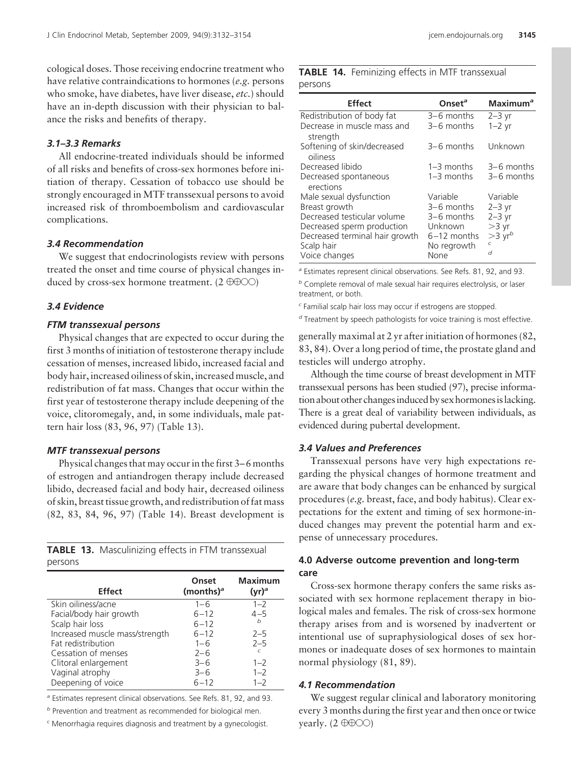cological doses. Those receiving endocrine treatment who have relative contraindications to hormones (*e.g.* persons who smoke, have diabetes, have liver disease, *etc.*) should have an in-depth discussion with their physician to balance the risks and benefits of therapy.

### *3.1–3.3 Remarks*

All endocrine-treated individuals should be informed of all risks and benefits of cross-sex hormones before initiation of therapy. Cessation of tobacco use should be strongly encouraged in MTF transsexual persons to avoid increased risk of thromboembolism and cardiovascular complications.

### *3.4 Recommendation*

We suggest that endocrinologists review with persons treated the onset and time course of physical changes induced by cross-sex hormone treatment. (2 ⊕⊕○○)

### *3.4 Evidence*

#### *FTM transsexual persons*

Physical changes that are expected to occur during the first 3 months of initiation of testosterone therapy include cessation of menses, increased libido, increased facial and body hair, increased oiliness of skin, increased muscle, and redistribution of fat mass. Changes that occur within the first year of testosterone therapy include deepening of the voice, clitoromegaly, and, in some individuals, male pattern hair loss (83, 96, 97) (Table 13).

#### *MTF transsexual persons*

Physical changes that may occur in the first 3–6 months of estrogen and antiandrogen therapy include decreased libido, decreased facial and body hair, decreased oiliness of skin, breast tissue growth, and redistribution of fat mass (82, 83, 84, 96, 97) (Table 14). Breast development is generally maximal at 2 yr after initiation of hormones (82, 83, 84). Over a long period of time, the prostate gland and testicles will undergo atrophy.

Although the time course of breast development in MTF transsexual persons has been studied (97), precise information about other changes induced by sex hormones is lacking. There is a great deal of variability between individuals, as evidenced during pubertal development.

**TABLE 13.** Masculinizing effects in FTM transsexual persons

| Effect | Onset (months)[a] | Maximum (yr)[a] |
|---|---|---|
| Skin oiliness/acne | 1–6 | 1–2 |
| Facial/body hair growth | 6–12 | 4–5 |
| Scalp hair loss | 6–12 | [b] |
| Increased muscle mass/strength | 6–12 | 2–5 |
| Fat redistribution | 1–6 | 2–5 |
| Cessation of menses | 2–6 | [c] |
| Clitoral enlargement | 3–6 | 1–2 |
| Vaginal atrophy | 3–6 | 1–2 |
| Deepening of voice | 6–12 | 1–2 |

[a] Estimates represent clinical observations. See Refs. 81, 92, and 93.

[b] Prevention and treatment as recommended for biological men.

[c] Menorrhagia requires diagnosis and treatment by a gynecologist.

**TABLE 14.** Feminizing effects in MTF transsexual persons

| Effect | Onset[a] | Maximum[a] |
|---|---|---|
| Redistribution of body fat | 3–6 months | 2–3 yr |
| Decrease in muscle mass and strength | 3–6 months | 1–2 yr |
| Softening of skin/decreased oiliness | 3–6 months | Unknown |
| Decreased libido | 1–3 months | 3–6 months |
| Decreased spontaneous erections | 1–3 months | 3–6 months |
| Male sexual dysfunction | Variable | Variable |
| Breast growth | 3–6 months | 2–3 yr |
| Decreased testicular volume | 3–6 months | 2–3 yr |
| Decreased sperm production | Unknown | >3 yr |
| Decreased terminal hair growth | 6–12 months | >3 yr[b] |
| Scalp hair | No regrowth | [c] |
| Voice changes | None | [d] |

[a] Estimates represent clinical observations. See Refs. 81, 92, and 93.

[b] Complete removal of male sexual hair requires electrolysis, or laser treatment, or both.

[c] Familial scalp hair loss may occur if estrogens are stopped.

[d] Treatment by speech pathologists for voice training is most effective.

### *3.4 Values and Preferences*

Transsexual persons have very high expectations regarding the physical changes of hormone treatment and are aware that body changes can be enhanced by surgical procedures (*e.g.* breast, face, and body habitus). Clear expectations for the extent and timing of sex hormone-induced changes may prevent the potential harm and expense of unnecessary procedures.

## 4.0 Adverse outcome prevention and long-term care

Cross-sex hormone therapy confers the same risks associated with sex hormone replacement therapy in biological males and females. The risk of cross-sex hormone therapy arises from and is worsened by inadvertent or intentional use of supraphysiological doses of sex hormones or inadequate doses of sex hormones to maintain normal physiology (81, 89).

### *4.1 Recommendation*

We suggest regular clinical and laboratory monitoring every 3 months during the first year and then once or twice yearly. (2 ⊕⊕○○)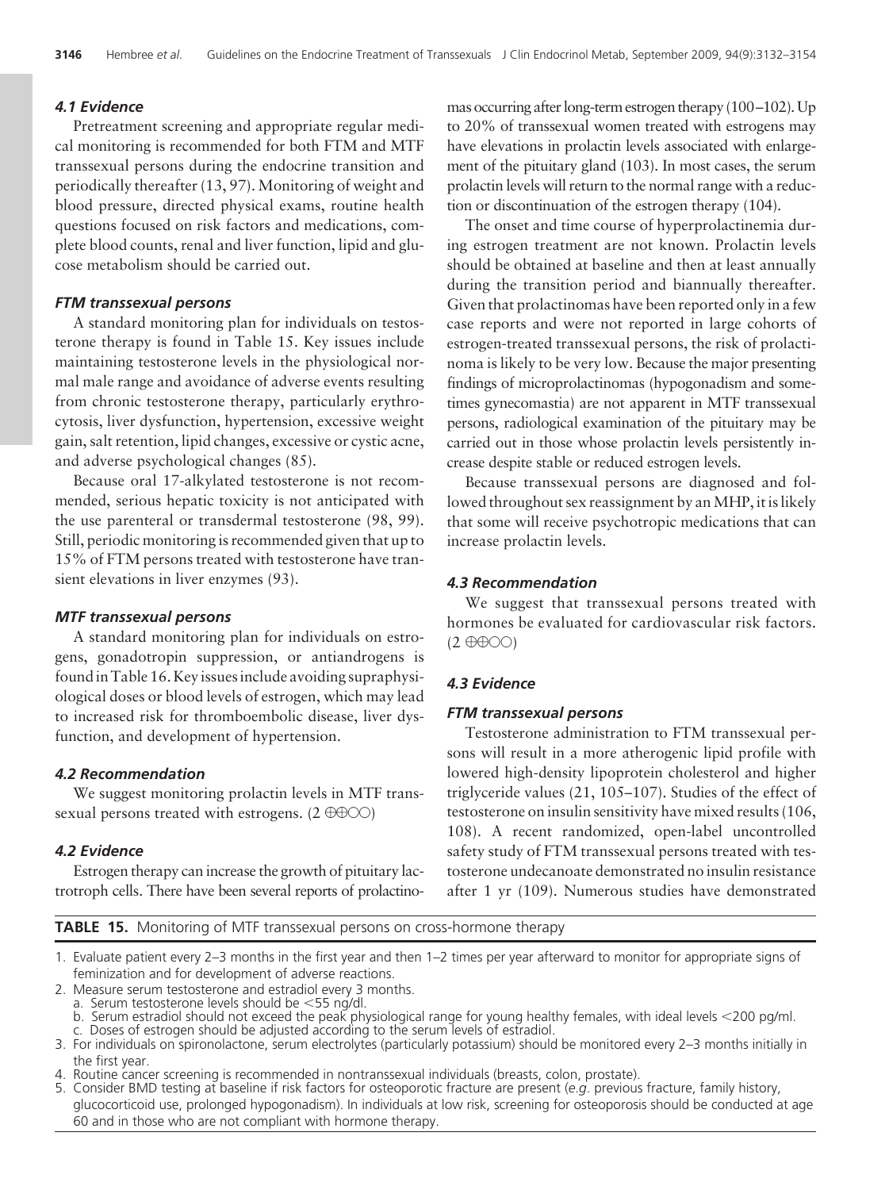### *4.1 Evidence*

Pretreatment screening and appropriate regular medical monitoring is recommended for both FTM and MTF transsexual persons during the endocrine transition and periodically thereafter (13, 97). Monitoring of weight and blood pressure, directed physical exams, routine health questions focused on risk factors and medications, complete blood counts, renal and liver function, lipid and glucose metabolism should be carried out.

### *FTM transsexual persons*

A standard monitoring plan for individuals on testosterone therapy is found in Table 15. Key issues include maintaining testosterone levels in the physiological normal male range and avoidance of adverse events resulting from chronic testosterone therapy, particularly erythrocytosis, liver dysfunction, hypertension, excessive weight gain, salt retention, lipid changes, excessive or cystic acne, and adverse psychological changes (85).

Because oral 17-alkylated testosterone is not recommended, serious hepatic toxicity is not anticipated with the use parenteral or transdermal testosterone (98, 99). Still, periodic monitoring is recommended given that up to 15% of FTM persons treated with testosterone have transient elevations in liver enzymes (93).

### *MTF transsexual persons*

A standard monitoring plan for individuals on estrogens, gonadotropin suppression, or antiandrogens is found in Table 16. Key issues include avoiding supraphysiological doses or blood levels of estrogen, which may lead to increased risk for thromboembolic disease, liver dysfunction, and development of hypertension.

### *4.2 Recommendation*

We suggest monitoring prolactin levels in MTF transsexual persons treated with estrogens. (2 ⊕⊕○○)

### *4.2 Evidence*

Estrogen therapy can increase the growth of pituitary lactrotroph cells. There have been several reports of prolactinomas occurring after long-term estrogen therapy (100–102). Up to 20% of transsexual women treated with estrogens may have elevations in prolactin levels associated with enlargement of the pituitary gland (103). In most cases, the serum prolactin levels will return to the normal range with a reduction or discontinuation of the estrogen therapy (104).

The onset and time course of hyperprolactinemia during estrogen treatment are not known. Prolactin levels should be obtained at baseline and then at least annually during the transition period and biannually thereafter. Given that prolactinomas have been reported only in a few case reports and were not reported in large cohorts of estrogen-treated transsexual persons, the risk of prolactinoma is likely to be very low. Because the major presenting findings of microprolactinomas (hypogonadism and sometimes gynecomastia) are not apparent in MTF transsexual persons, radiological examination of the pituitary may be carried out in those whose prolactin levels persistently increase despite stable or reduced estrogen levels.

Because transsexual persons are diagnosed and followed throughout sex reassignment by an MHP, it is likely that some will receive psychotropic medications that can increase prolactin levels.

### *4.3 Recommendation*

We suggest that transsexual persons treated with hormones be evaluated for cardiovascular risk factors. (2 ⊕⊕○○)

### *4.3 Evidence*

### *FTM transsexual persons*

Testosterone administration to FTM transsexual persons will result in a more atherogenic lipid profile with lowered high-density lipoprotein cholesterol and higher triglyceride values (21, 105–107). Studies of the effect of testosterone on insulin sensitivity have mixed results (106, 108). A recent randomized, open-label uncontrolled safety study of FTM transsexual persons treated with testosterone undecanoate demonstrated no insulin resistance after 1 yr (109). Numerous studies have demonstrated

**TABLE 15.** Monitoring of MTF transsexual persons on cross-hormone therapy

1. Evaluate patient every 2–3 months in the first year and then 1–2 times per year afterward to monitor for appropriate signs of feminization and for development of adverse reactions.
2. Measure serum testosterone and estradiol every 3 months.
   a. Serum testosterone levels should be <55 ng/dl.
   b. Serum estradiol should not exceed the peak physiological range for young healthy females, with ideal levels <200 pg/ml.
   c. Doses of estrogen should be adjusted according to the serum levels of estradiol.
3. For individuals on spironolactone, serum electrolytes (particularly potassium) should be monitored every 2–3 months initially in the first year.
4. Routine cancer screening is recommended in nontranssexual individuals (breasts, colon, prostate).
5. Consider BMD testing at baseline if risk factors for osteoporotic fracture are present (*e.g.* previous fracture, family history, glucocorticoid use, prolonged hypogonadism). In individuals at low risk, screening for osteoporosis should be conducted at age 60 and in those who are not compliant with hormone therapy.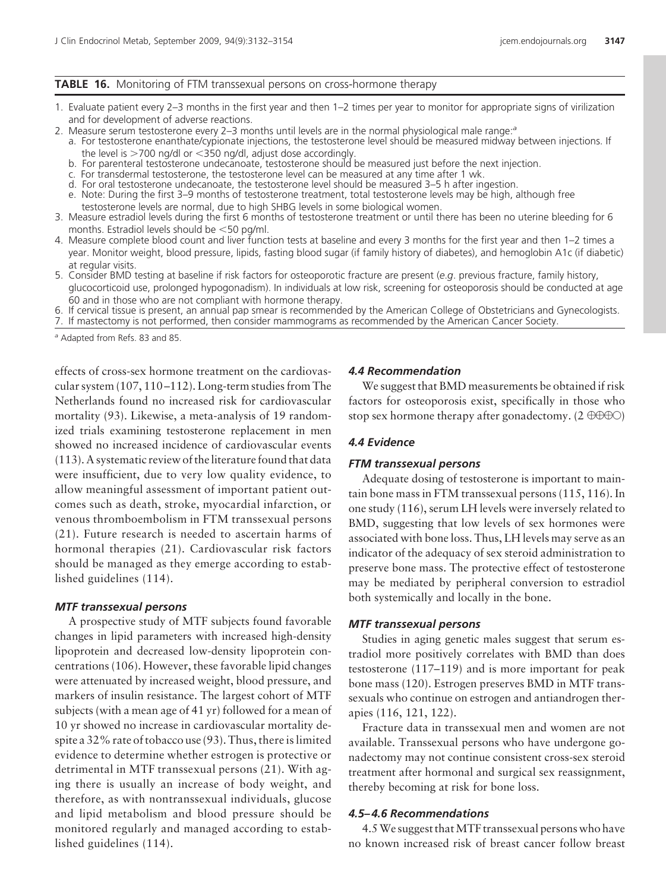**TABLE 16.** Monitoring of FTM transsexual persons on cross-hormone therapy

1. Evaluate patient every 2–3 months in the first year and then 1–2 times per year to monitor for appropriate signs of virilization and for development of adverse reactions.
2. Measure serum testosterone every 2–3 months until levels are in the normal physiological male range:[a]
   a. For testosterone enanthate/cypionate injections, the testosterone level should be measured midway between injections. If the level is >700 ng/dl or <350 ng/dl, adjust dose accordingly.
   b. For parenteral testosterone undecanoate, testosterone should be measured just before the next injection.
   c. For transdermal testosterone, the testosterone level can be measured at any time after 1 wk.
   d. For oral testosterone undecanoate, the testosterone level should be measured 3–5 h after ingestion.
   e. Note: During the first 3–9 months of testosterone treatment, total testosterone levels may be high, although free testosterone levels are normal, due to high SHBG levels in some biological women.
3. Measure estradiol levels during the first 6 months of testosterone treatment or until there has been no uterine bleeding for 6 months. Estradiol levels should be <50 pg/ml.
4. Measure complete blood count and liver function tests at baseline and every 3 months for the first year and then 1–2 times a year. Monitor weight, blood pressure, lipids, fasting blood sugar (if family history of diabetes), and hemoglobin A1c (if diabetic) at regular visits.
5. Consider BMD testing at baseline if risk factors for osteoporotic fracture are present (*e.g.* previous fracture, family history, glucocorticoid use, prolonged hypogonadism). In individuals at low risk, screening for osteoporosis should be conducted at age 60 and in those who are not compliant with hormone therapy.
6. If cervical tissue is present, an annual pap smear is recommended by the American College of Obstetricians and Gynecologists.
7. If mastectomy is not performed, then consider mammograms as recommended by the American Cancer Society.

[a] Adapted from Refs. 83 and 85.

effects of cross-sex hormone treatment on the cardiovascular system (107, 110–112). Long-term studies from The Netherlands found no increased risk for cardiovascular mortality (93). Likewise, a meta-analysis of 19 randomized trials examining testosterone replacement in men showed no increased incidence of cardiovascular events (113). A systematic review of the literature found that data were insufficient, due to very low quality evidence, to allow meaningful assessment of important patient outcomes such as death, stroke, myocardial infarction, or venous thromboembolism in FTM transsexual persons (21). Future research is needed to ascertain harms of hormonal therapies (21). Cardiovascular risk factors should be managed as they emerge according to established guidelines (114).

#### *MTF transsexual persons*

A prospective study of MTF subjects found favorable changes in lipid parameters with increased high-density lipoprotein and decreased low-density lipoprotein concentrations (106). However, these favorable lipid changes were attenuated by increased weight, blood pressure, and markers of insulin resistance. The largest cohort of MTF subjects (with a mean age of 41 yr) followed for a mean of 10 yr showed no increase in cardiovascular mortality despite a 32% rate of tobacco use (93). Thus, there is limited evidence to determine whether estrogen is protective or detrimental in MTF transsexual persons (21). With aging there is usually an increase of body weight, and therefore, as with nontranssexual individuals, glucose and lipid metabolism and blood pressure should be monitored regularly and managed according to established guidelines (114).

### *4.4 Recommendation*

We suggest that BMD measurements be obtained if risk factors for osteoporosis exist, specifically in those who stop sex hormone therapy after gonadectomy. (2 ⊕⊕⊕○)

### *4.4 Evidence*

#### *FTM transsexual persons*

Adequate dosing of testosterone is important to maintain bone mass in FTM transsexual persons (115, 116). In one study (116), serum LH levels were inversely related to BMD, suggesting that low levels of sex hormones were associated with bone loss. Thus, LH levels may serve as an indicator of the adequacy of sex steroid administration to preserve bone mass. The protective effect of testosterone may be mediated by peripheral conversion to estradiol both systemically and locally in the bone.

#### *MTF transsexual persons*

Studies in aging genetic males suggest that serum estradiol more positively correlates with BMD than does testosterone (117–119) and is more important for peak bone mass (120). Estrogen preserves BMD in MTF transsexuals who continue on estrogen and antiandrogen therapies (116, 121, 122).

Fracture data in transsexual men and women are not available. Transsexual persons who have undergone gonadectomy may not continue consistent cross-sex steroid treatment after hormonal and surgical sex reassignment, thereby becoming at risk for bone loss.

### *4.5–4.6 Recommendations*

4.5 We suggest that MTF transsexual persons who have no known increased risk of breast cancer follow breast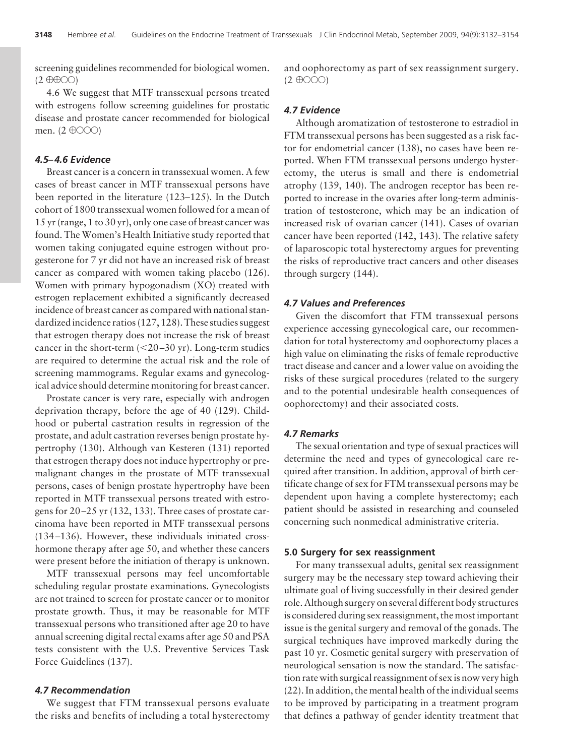screening guidelines recommended for biological women. (2 ⊕⊕○○)

4.6 We suggest that MTF transsexual persons treated with estrogens follow screening guidelines for prostatic disease and prostate cancer recommended for biological men. (2 ⊕○○○)

### *4.5–4.6 Evidence*

Breast cancer is a concern in transsexual women. A few cases of breast cancer in MTF transsexual persons have been reported in the literature (123–125). In the Dutch cohort of 1800 transsexual women followed for a mean of 15 yr (range, 1 to 30 yr), only one case of breast cancer was found. The Women's Health Initiative study reported that women taking conjugated equine estrogen without progesterone for 7 yr did not have an increased risk of breast cancer as compared with women taking placebo (126). Women with primary hypogonadism (XO) treated with estrogen replacement exhibited a significantly decreased incidence of breast cancer as compared with national standardized incidence ratios (127, 128). These studies suggest that estrogen therapy does not increase the risk of breast cancer in the short-term (<20–30 yr). Long-term studies are required to determine the actual risk and the role of screening mammograms. Regular exams and gynecological advice should determine monitoring for breast cancer.

Prostate cancer is very rare, especially with androgen deprivation therapy, before the age of 40 (129). Childhood or pubertal castration results in regression of the prostate, and adult castration reverses benign prostate hypertrophy (130). Although van Kesteren (131) reported that estrogen therapy does not induce hypertrophy or premalignant changes in the prostate of MTF transsexual persons, cases of benign prostate hypertrophy have been reported in MTF transsexual persons treated with estrogens for 20–25 yr (132, 133). Three cases of prostate carcinoma have been reported in MTF transsexual persons (134–136). However, these individuals initiated cross-hormone therapy after age 50, and whether these cancers were present before the initiation of therapy is unknown.

MTF transsexual persons may feel uncomfortable scheduling regular prostate examinations. Gynecologists are not trained to screen for prostate cancer or to monitor prostate growth. Thus, it may be reasonable for MTF transsexual persons who transitioned after age 20 to have annual screening digital rectal exams after age 50 and PSA tests consistent with the U.S. Preventive Services Task Force Guidelines (137).

### *4.7 Recommendation*

We suggest that FTM transsexual persons evaluate the risks and benefits of including a total hysterectomy and oophorectomy as part of sex reassignment surgery. (2 ⊕○○○)

### *4.7 Evidence*

Although aromatization of testosterone to estradiol in FTM transsexual persons has been suggested as a risk factor for endometrial cancer (138), no cases have been reported. When FTM transsexual persons undergo hysterectomy, the uterus is small and there is endometrial atrophy (139, 140). The androgen receptor has been reported to increase in the ovaries after long-term administration of testosterone, which may be an indication of increased risk of ovarian cancer (141). Cases of ovarian cancer have been reported (142, 143). The relative safety of laparoscopic total hysterectomy argues for preventing the risks of reproductive tract cancers and other diseases through surgery (144).

### *4.7 Values and Preferences*

Given the discomfort that FTM transsexual persons experience accessing gynecological care, our recommendation for total hysterectomy and oophorectomy places a high value on eliminating the risks of female reproductive tract disease and cancer and a lower value on avoiding the risks of these surgical procedures (related to the surgery and to the potential undesirable health consequences of oophorectomy) and their associated costs.

### *4.7 Remarks*

The sexual orientation and type of sexual practices will determine the need and types of gynecological care required after transition. In addition, approval of birth certificate change of sex for FTM transsexual persons may be dependent upon having a complete hysterectomy; each patient should be assisted in researching and counseled concerning such nonmedical administrative criteria.

## **5.0 Surgery for sex reassignment**

For many transsexual adults, genital sex reassignment surgery may be the necessary step toward achieving their ultimate goal of living successfully in their desired gender role. Although surgery on several different body structures is considered during sex reassignment, the most important issue is the genital surgery and removal of the gonads. The surgical techniques have improved markedly during the past 10 yr. Cosmetic genital surgery with preservation of neurological sensation is now the standard. The satisfaction rate with surgical reassignment of sex is now very high (22). In addition, the mental health of the individual seems to be improved by participating in a treatment program that defines a pathway of gender identity treatment that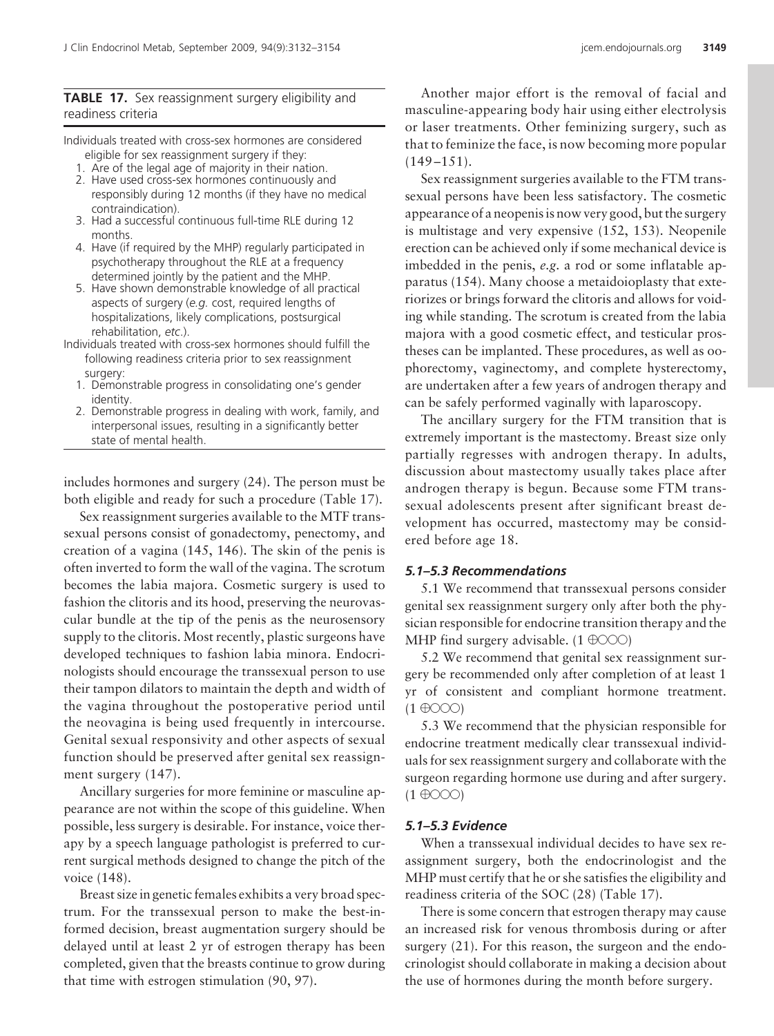**TABLE 17.** Sex reassignment surgery eligibility and readiness criteria

| |
|---|
| Individuals treated with cross-sex hormones are considered eligible for sex reassignment surgery if they:<br>1. Are of the legal age of majority in their nation.<br>2. Have used cross-sex hormones continuously and responsibly during 12 months (if they have no medical contraindication).<br>3. Had a successful continuous full-time RLE during 12 months.<br>4. Have (if required by the MHP) regularly participated in psychotherapy throughout the RLE at a frequency determined jointly by the patient and the MHP.<br>5. Have shown demonstrable knowledge of all practical aspects of surgery (*e.g.* cost, required lengths of hospitalizations, likely complications, postsurgical rehabilitation, *etc.*). |
| Individuals treated with cross-sex hormones should fulfill the following readiness criteria prior to sex reassignment surgery:<br>1. Demonstrable progress in consolidating one's gender identity.<br>2. Demonstrable progress in dealing with work, family, and interpersonal issues, resulting in a significantly better state of mental health. |

includes hormones and surgery (24). The person must be both eligible and ready for such a procedure (Table 17).

Sex reassignment surgeries available to the MTF transsexual persons consist of gonadectomy, penectomy, and creation of a vagina (145, 146). The skin of the penis is often inverted to form the wall of the vagina. The scrotum becomes the labia majora. Cosmetic surgery is used to fashion the clitoris and its hood, preserving the neurovascular bundle at the tip of the penis as the neurosensory supply to the clitoris. Most recently, plastic surgeons have developed techniques to fashion labia minora. Endocrinologists should encourage the transsexual person to use their tampon dilators to maintain the depth and width of the vagina throughout the postoperative period until the neovagina is being used frequently in intercourse. Genital sexual responsivity and other aspects of sexual function should be preserved after genital sex reassignment surgery (147).

Ancillary surgeries for more feminine or masculine appearance are not within the scope of this guideline. When possible, less surgery is desirable. For instance, voice therapy by a speech language pathologist is preferred to current surgical methods designed to change the pitch of the voice (148).

Breast size in genetic females exhibits a very broad spectrum. For the transsexual person to make the best-informed decision, breast augmentation surgery should be delayed until at least 2 yr of estrogen therapy has been completed, given that the breasts continue to grow during that time with estrogen stimulation (90, 97).

Another major effort is the removal of facial and masculine-appearing body hair using either electrolysis or laser treatments. Other feminizing surgery, such as that to feminize the face, is now becoming more popular (149–151).

Sex reassignment surgeries available to the FTM transsexual persons have been less satisfactory. The cosmetic appearance of a neopenis is now very good, but the surgery is multistage and very expensive (152, 153). Neopenile erection can be achieved only if some mechanical device is imbedded in the penis, *e.g.* a rod or some inflatable apparatus (154). Many choose a metaidoioplasty that exteriorizes or brings forward the clitoris and allows for voiding while standing. The scrotum is created from the labia majora with a good cosmetic effect, and testicular prostheses can be implanted. These procedures, as well as oophorectomy, vaginectomy, and complete hysterectomy, are undertaken after a few years of androgen therapy and can be safely performed vaginally with laparoscopy.

The ancillary surgery for the FTM transition that is extremely important is the mastectomy. Breast size only partially regresses with androgen therapy. In adults, discussion about mastectomy usually takes place after androgen therapy is begun. Because some FTM transsexual adolescents present after significant breast development has occurred, mastectomy may be considered before age 18.

### *5.1–5.3 Recommendations*

5.1 We recommend that transsexual persons consider genital sex reassignment surgery only after both the physician responsible for endocrine transition therapy and the MHP find surgery advisable. (1 ⊕○○○)

5.2 We recommend that genital sex reassignment surgery be recommended only after completion of at least 1 yr of consistent and compliant hormone treatment. (1 ⊕○○○)

5.3 We recommend that the physician responsible for endocrine treatment medically clear transsexual individuals for sex reassignment surgery and collaborate with the surgeon regarding hormone use during and after surgery. (1 ⊕○○○)

### *5.1–5.3 Evidence*

When a transsexual individual decides to have sex reassignment surgery, both the endocrinologist and the MHP must certify that he or she satisfies the eligibility and readiness criteria of the SOC (28) (Table 17).

There is some concern that estrogen therapy may cause an increased risk for venous thrombosis during or after surgery (21). For this reason, the surgeon and the endocrinologist should collaborate in making a decision about the use of hormones during the month before surgery.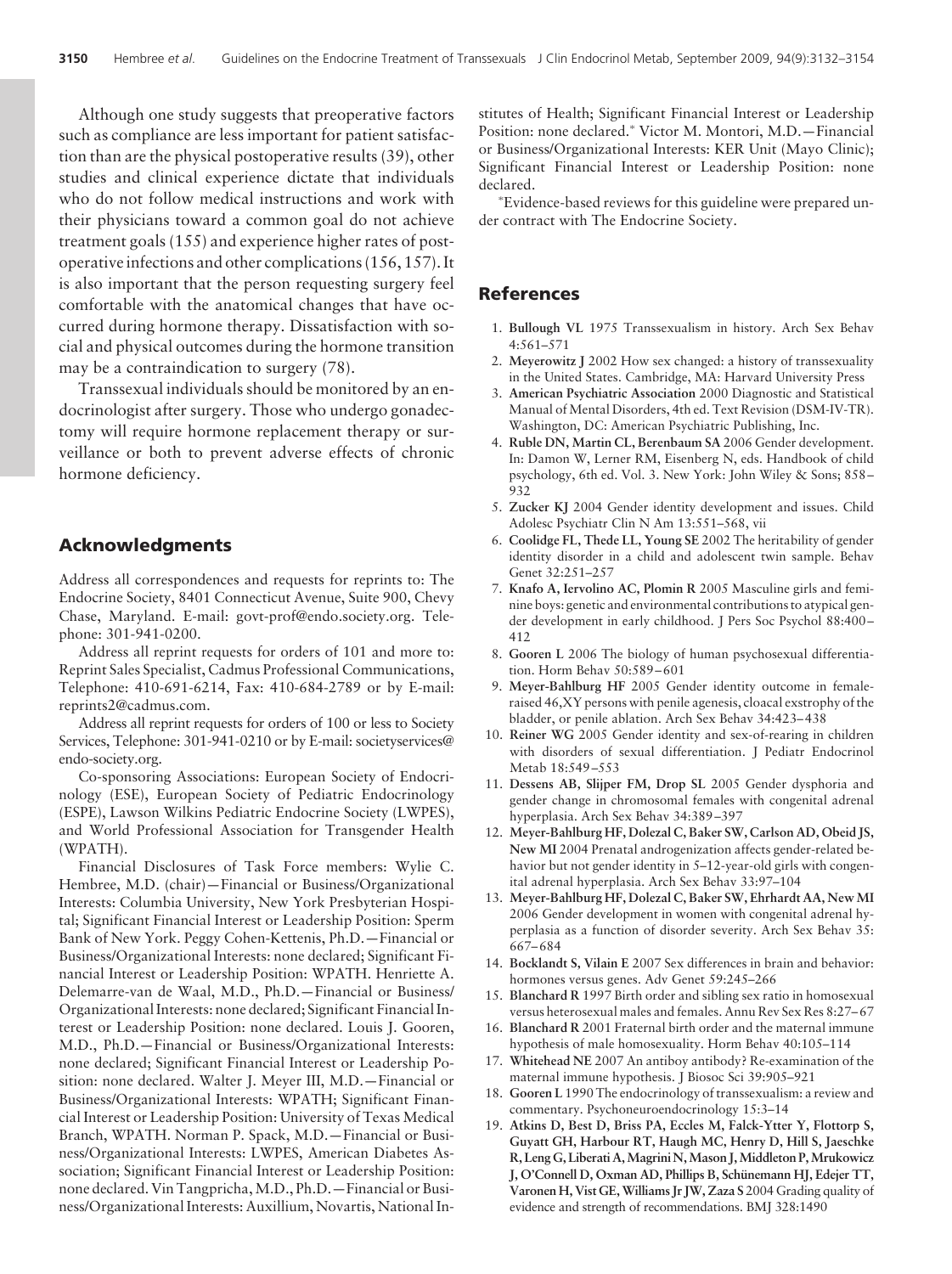Although one study suggests that preoperative factors such as compliance are less important for patient satisfaction than are the physical postoperative results (39), other studies and clinical experience dictate that individuals who do not follow medical instructions and work with their physicians toward a common goal do not achieve treatment goals (155) and experience higher rates of postoperative infections and other complications (156, 157). It is also important that the person requesting surgery feel comfortable with the anatomical changes that have occurred during hormone therapy. Dissatisfaction with social and physical outcomes during the hormone transition may be a contraindication to surgery (78).

Transsexual individuals should be monitored by an endocrinologist after surgery. Those who undergo gonadectomy will require hormone replacement therapy or surveillance or both to prevent adverse effects of chronic hormone deficiency.

## Acknowledgments

Address all correspondences and requests for reprints to: The Endocrine Society, 8401 Connecticut Avenue, Suite 900, Chevy Chase, Maryland. E-mail: govt-prof@endo.society.org. Telephone: 301-941-0200.

Address all reprint requests for orders of 101 and more to: Reprint Sales Specialist, Cadmus Professional Communications, Telephone: 410-691-6214, Fax: 410-684-2789 or by E-mail: reprints2@cadmus.com.

Address all reprint requests for orders of 100 or less to Society Services, Telephone: 301-941-0210 or by E-mail: societyservices@endo-society.org.

Co-sponsoring Associations: European Society of Endocrinology (ESE), European Society of Pediatric Endocrinology (ESPE), Lawson Wilkins Pediatric Endocrine Society (LWPES), and World Professional Association for Transgender Health (WPATH).

Financial Disclosures of Task Force members: Wylie C. Hembree, M.D. (chair)—Financial or Business/Organizational Interests: Columbia University, New York Presbyterian Hospital; Significant Financial Interest or Leadership Position: Sperm Bank of New York. Peggy Cohen-Kettenis, Ph.D.—Financial or Business/Organizational Interests: none declared; Significant Financial Interest or Leadership Position: WPATH. Henriette A. Delemarre-van de Waal, M.D., Ph.D.—Financial or Business/Organizational Interests: none declared; Significant Financial Interest or Leadership Position: none declared. Louis J. Gooren, M.D., Ph.D.—Financial or Business/Organizational Interests: none declared; Significant Financial Interest or Leadership Position: none declared. Walter J. Meyer III, M.D.—Financial or Business/Organizational Interests: WPATH; Significant Financial Interest or Leadership Position: University of Texas Medical Branch, WPATH. Norman P. Spack, M.D.—Financial or Business/Organizational Interests: LWPES, American Diabetes Association; Significant Financial Interest or Leadership Position: none declared. Vin Tangpricha, M.D., Ph.D.—Financial or Business/Organizational Interests: Auxillium, Novartis, National Institutes of Health; Significant Financial Interest or Leadership Position: none declared.* Victor M. Montori, M.D.—Financial or Business/Organizational Interests: KER Unit (Mayo Clinic); Significant Financial Interest or Leadership Position: none declared.

*Evidence-based reviews for this guideline were prepared under contract with The Endocrine Society.

## References

1. **Bullough VL** 1975 Transsexualism in history. Arch Sex Behav 4:561–571
2. **Meyerowitz J** 2002 How sex changed: a history of transsexuality in the United States. Cambridge, MA: Harvard University Press
3. **American Psychiatric Association** 2000 Diagnostic and Statistical Manual of Mental Disorders, 4th ed. Text Revision (DSM-IV-TR). Washington, DC: American Psychiatric Publishing, Inc.
4. **Ruble DN, Martin CL, Berenbaum SA** 2006 Gender development. In: Damon W, Lerner RM, Eisenberg N, eds. Handbook of child psychology, 6th ed. Vol. 3. New York: John Wiley & Sons; 858–932
5. **Zucker KJ** 2004 Gender identity development and issues. Child Adolesc Psychiatr Clin N Am 13:551–568, vii
6. **Coolidge FL, Thede LL, Young SE** 2002 The heritability of gender identity disorder in a child and adolescent twin sample. Behav Genet 32:251–257
7. **Knafo A, Iervolino AC, Plomin R** 2005 Masculine girls and feminine boys: genetic and environmental contributions to atypical gender development in early childhood. J Pers Soc Psychol 88:400–412
8. **Gooren L** 2006 The biology of human psychosexual differentiation. Horm Behav 50:589–601
9. **Meyer-Bahlburg HF** 2005 Gender identity outcome in female-raised 46,XY persons with penile agenesis, cloacal exstrophy of the bladder, or penile ablation. Arch Sex Behav 34:423–438
10. **Reiner WG** 2005 Gender identity and sex-of-rearing in children with disorders of sexual differentiation. J Pediatr Endocrinol Metab 18:549–553
11. **Dessens AB, Slijper FM, Drop SL** 2005 Gender dysphoria and gender change in chromosomal females with congenital adrenal hyperplasia. Arch Sex Behav 34:389–397
12. **Meyer-Bahlburg HF, Dolezal C, Baker SW, Carlson AD, Obeid JS, New MI** 2004 Prenatal androgenization affects gender-related behavior but not gender identity in 5–12-year-old girls with congenital adrenal hyperplasia. Arch Sex Behav 33:97–104
13. **Meyer-Bahlburg HF, Dolezal C, Baker SW, Ehrhardt AA, New MI** 2006 Gender development in women with congenital adrenal hyperplasia as a function of disorder severity. Arch Sex Behav 35:667–684
14. **Bocklandt S, Vilain E** 2007 Sex differences in brain and behavior: hormones versus genes. Adv Genet 59:245–266
15. **Blanchard R** 1997 Birth order and sibling sex ratio in homosexual versus heterosexual males and females. Annu Rev Sex Res 8:27–67
16. **Blanchard R** 2001 Fraternal birth order and the maternal immune hypothesis of male homosexuality. Horm Behav 40:105–114
17. **Whitehead NE** 2007 An antiboy antibody? Re-examination of the maternal immune hypothesis. J Biosoc Sci 39:905–921
18. **Gooren L** 1990 The endocrinology of transsexualism: a review and commentary. Psychoneuroendocrinology 15:3–14
19. **Atkins D, Best D, Briss PA, Eccles M, Falck-Ytter Y, Flottorp S, Guyatt GH, Harbour RT, Haugh MC, Henry D, Hill S, Jaeschke R, Leng G, Liberati A, Magrini N, Mason J, Middleton P, Mrukowicz J, O'Connell D, Oxman AD, Phillips B, Schünemann HJ, Edejer TT, Varonen H, Vist GE, Williams Jr JW, Zaza S** 2004 Grading quality of evidence and strength of recommendations. BMJ 328:1490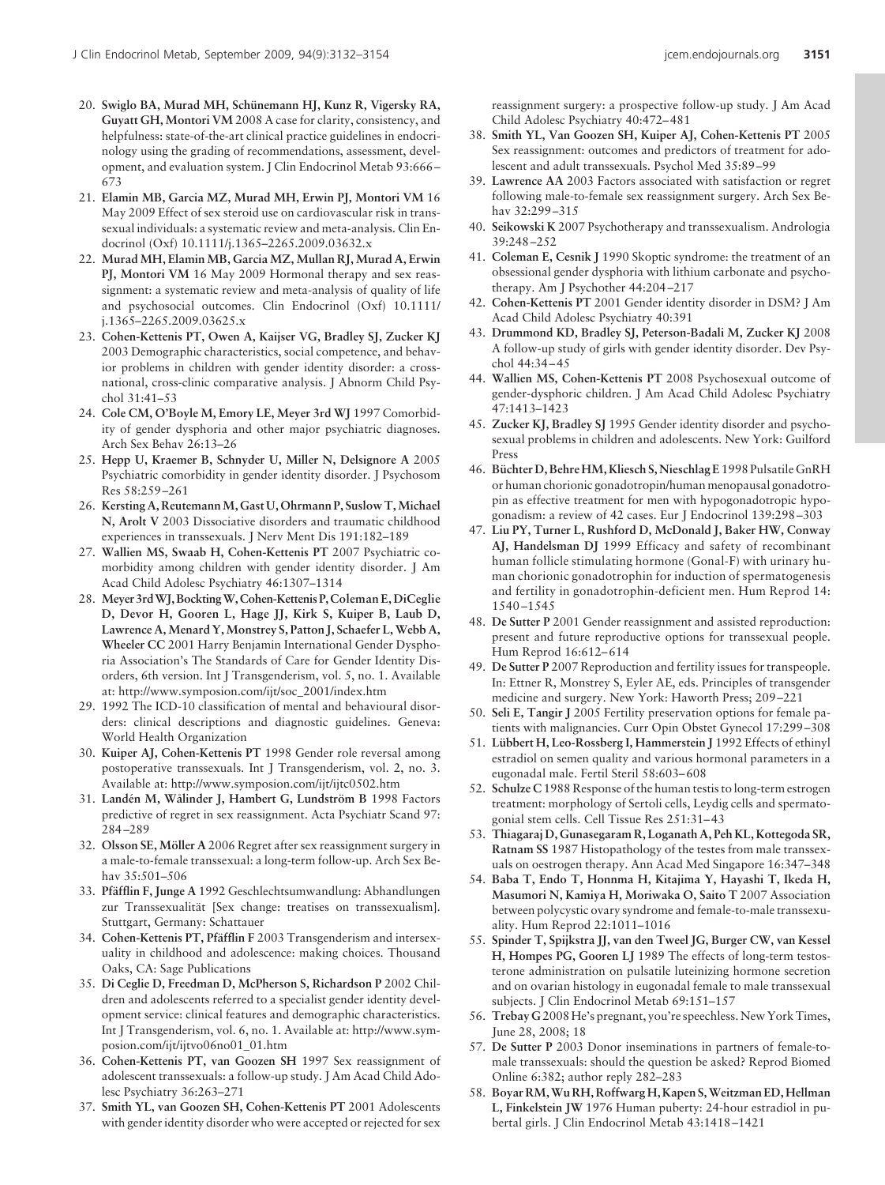20. **Swiglo BA, Murad MH, Schünemann HJ, Kunz R, Vigersky RA, Guyatt GH, Montori VM** 2008 A case for clarity, consistency, and helpfulness: state-of-the-art clinical practice guidelines in endocrinology using the grading of recommendations, assessment, development, and evaluation system. J Clin Endocrinol Metab 93:666–673
21. **Elamin MB, Garcia MZ, Murad MH, Erwin PJ, Montori VM** 16 May 2009 Effect of sex steroid use on cardiovascular risk in transsexual individuals: a systematic review and meta-analysis. Clin Endocrinol (Oxf) 10.1111/j.1365–2265.2009.03632.x
22. **Murad MH, Elamin MB, Garcia MZ, Mullan RJ, Murad A, Erwin PJ, Montori VM** 16 May 2009 Hormonal therapy and sex reassignment: a systematic review and meta-analysis of quality of life and psychosocial outcomes. Clin Endocrinol (Oxf) 10.1111/j.1365–2265.2009.03625.x
23. **Cohen-Kettenis PT, Owen A, Kaijser VG, Bradley SJ, Zucker KJ** 2003 Demographic characteristics, social competence, and behavior problems in children with gender identity disorder: a cross-national, cross-clinic comparative analysis. J Abnorm Child Psychol 31:41–53
24. **Cole CM, O'Boyle M, Emory LE, Meyer 3rd WJ** 1997 Comorbidity of gender dysphoria and other major psychiatric diagnoses. Arch Sex Behav 26:13–26
25. **Hepp U, Kraemer B, Schnyder U, Miller N, Delsignore A** 2005 Psychiatric comorbidity in gender identity disorder. J Psychosom Res 58:259–261
26. **Kersting A, Reutemann M, Gast U, Ohrmann P, Suslow T, Michael N, Arolt V** 2003 Dissociative disorders and traumatic childhood experiences in transsexuals. J Nerv Ment Dis 191:182–189
27. **Wallien MS, Swaab H, Cohen-Kettenis PT** 2007 Psychiatric comorbidity among children with gender identity disorder. J Am Acad Child Adolesc Psychiatry 46:1307–1314
28. **Meyer 3rd WJ, Bockting W, Cohen-Kettenis P, Coleman E, DiCeglie D, Devor H, Gooren L, Hage JJ, Kirk S, Kuiper B, Laub D, Lawrence A, Menard Y, Monstrey S, Patton J, Schaefer L, Webb A, Wheeler CC** 2001 Harry Benjamin International Gender Dysphoria Association's The Standards of Care for Gender Identity Disorders, 6th version. Int J Transgenderism, vol. 5, no. 1. Available at: http://www.symposion.com/ijt/soc_2001/index.htm
29. 1992 The ICD-10 classification of mental and behavioural disorders: clinical descriptions and diagnostic guidelines. Geneva: World Health Organization
30. **Kuiper AJ, Cohen-Kettenis PT** 1998 Gender role reversal among postoperative transsexuals. Int J Transgenderism, vol. 2, no. 3. Available at: http://www.symposion.com/ijt/ijtc0502.htm
31. **Landén M, Wålinder J, Hambert G, Lundström B** 1998 Factors predictive of regret in sex reassignment. Acta Psychiatr Scand 97:284–289
32. **Olsson SE, Möller A** 2006 Regret after sex reassignment surgery in a male-to-female transsexual: a long-term follow-up. Arch Sex Behav 35:501–506
33. **Pfäfflin F, Junge A** 1992 Geschlechtsumwandlung: Abhandlungen zur Transsexualität [Sex change: treatises on transsexualism]. Stuttgart, Germany: Schattauer
34. **Cohen-Kettenis PT, Pfäfflin F** 2003 Transgenderism and intersexuality in childhood and adolescence: making choices. Thousand Oaks, CA: Sage Publications
35. **Di Ceglie D, Freedman D, McPherson S, Richardson P** 2002 Children and adolescents referred to a specialist gender identity development service: clinical features and demographic characteristics. Int J Transgenderism, vol. 6, no. 1. Available at: http://www.symposion.com/ijt/ijtvo06no01_01.htm
36. **Cohen-Kettenis PT, van Goozen SH** 1997 Sex reassignment of adolescent transsexuals: a follow-up study. J Am Acad Child Adolesc Psychiatry 36:263–271
37. **Smith YL, van Goozen SH, Cohen-Kettenis PT** 2001 Adolescents with gender identity disorder who were accepted or rejected for sex reassignment surgery: a prospective follow-up study. J Am Acad Child Adolesc Psychiatry 40:472–481
38. **Smith YL, Van Goozen SH, Kuiper AJ, Cohen-Kettenis PT** 2005 Sex reassignment: outcomes and predictors of treatment for adolescent and adult transsexuals. Psychol Med 35:89–99
39. **Lawrence AA** 2003 Factors associated with satisfaction or regret following male-to-female sex reassignment surgery. Arch Sex Behav 32:299–315
40. **Seikowski K** 2007 Psychotherapy and transsexualism. Andrologia 39:248–252
41. **Coleman E, Cesnik J** 1990 Skoptic syndrome: the treatment of an obsessional gender dysphoria with lithium carbonate and psychotherapy. Am J Psychother 44:204–217
42. **Cohen-Kettenis PT** 2001 Gender identity disorder in DSM? J Am Acad Child Adolesc Psychiatry 40:391
43. **Drummond KD, Bradley SJ, Peterson-Badali M, Zucker KJ** 2008 A follow-up study of girls with gender identity disorder. Dev Psychol 44:34–45
44. **Wallien MS, Cohen-Kettenis PT** 2008 Psychosexual outcome of gender-dysphoric children. J Am Acad Child Adolesc Psychiatry 47:1413–1423
45. **Zucker KJ, Bradley SJ** 1995 Gender identity disorder and psychosexual problems in children and adolescents. New York: Guilford Press
46. **Büchter D, Behre HM, Kliesch S, Nieschlag E** 1998 Pulsatile GnRH or human chorionic gonadotropin/human menopausal gonadotropin as effective treatment for men with hypogonadotropic hypogonadism: a review of 42 cases. Eur J Endocrinol 139:298–303
47. **Liu PY, Turner L, Rushford D, McDonald J, Baker HW, Conway AJ, Handelsman DJ** 1999 Efficacy and safety of recombinant human follicle stimulating hormone (Gonal-F) with urinary human chorionic gonadotrophin for induction of spermatogenesis and fertility in gonadotrophin-deficient men. Hum Reprod 14:1540–1545
48. **De Sutter P** 2001 Gender reassignment and assisted reproduction: present and future reproductive options for transsexual people. Hum Reprod 16:612–614
49. **De Sutter P** 2007 Reproduction and fertility issues for transpeople. In: Ettner R, Monstrey S, Eyler AE, eds. Principles of transgender medicine and surgery. New York: Haworth Press; 209–221
50. **Seli E, Tangir J** 2005 Fertility preservation options for female patients with malignancies. Curr Opin Obstet Gynecol 17:299–308
51. **Lübbert H, Leo-Rossberg I, Hammerstein J** 1992 Effects of ethinyl estradiol on semen quality and various hormonal parameters in a eugonadal male. Fertil Steril 58:603–608
52. **Schulze C** 1988 Response of the human testis to long-term estrogen treatment: morphology of Sertoli cells, Leydig cells and spermatogonial stem cells. Cell Tissue Res 251:31–43
53. **Thiagaraj D, Gunasegaram R, Loganath A, Peh KL, Kottegoda SR, Ratnam SS** 1987 Histopathology of the testes from male transsexuals on oestrogen therapy. Ann Acad Med Singapore 16:347–348
54. **Baba T, Endo T, Honnma H, Kitajima Y, Hayashi T, Ikeda H, Masumori N, Kamiya H, Moriwaka O, Saito T** 2007 Association between polycystic ovary syndrome and female-to-male transsexuality. Hum Reprod 22:1011–1016
55. **Spinder T, Spijkstra JJ, van den Tweel JG, Burger CW, van Kessel H, Hompes PG, Gooren LJ** 1989 The effects of long-term testosterone administration on pulsatile luteinizing hormone secretion and on ovarian histology in eugonadal female to male transsexual subjects. J Clin Endocrinol Metab 69:151–157
56. **Trebay G** 2008 He's pregnant, you're speechless. New York Times, June 28, 2008; 18
57. **De Sutter P** 2003 Donor inseminations in partners of female-to-male transsexuals: should the question be asked? Reprod Biomed Online 6:382; author reply 282–283
58. **Boyar RM, Wu RH, Roffwarg H, Kapen S, Weitzman ED, Hellman L, Finkelstein JW** 1976 Human puberty: 24-hour estradiol in pubertal girls. J Clin Endocrinol Metab 43:1418–1421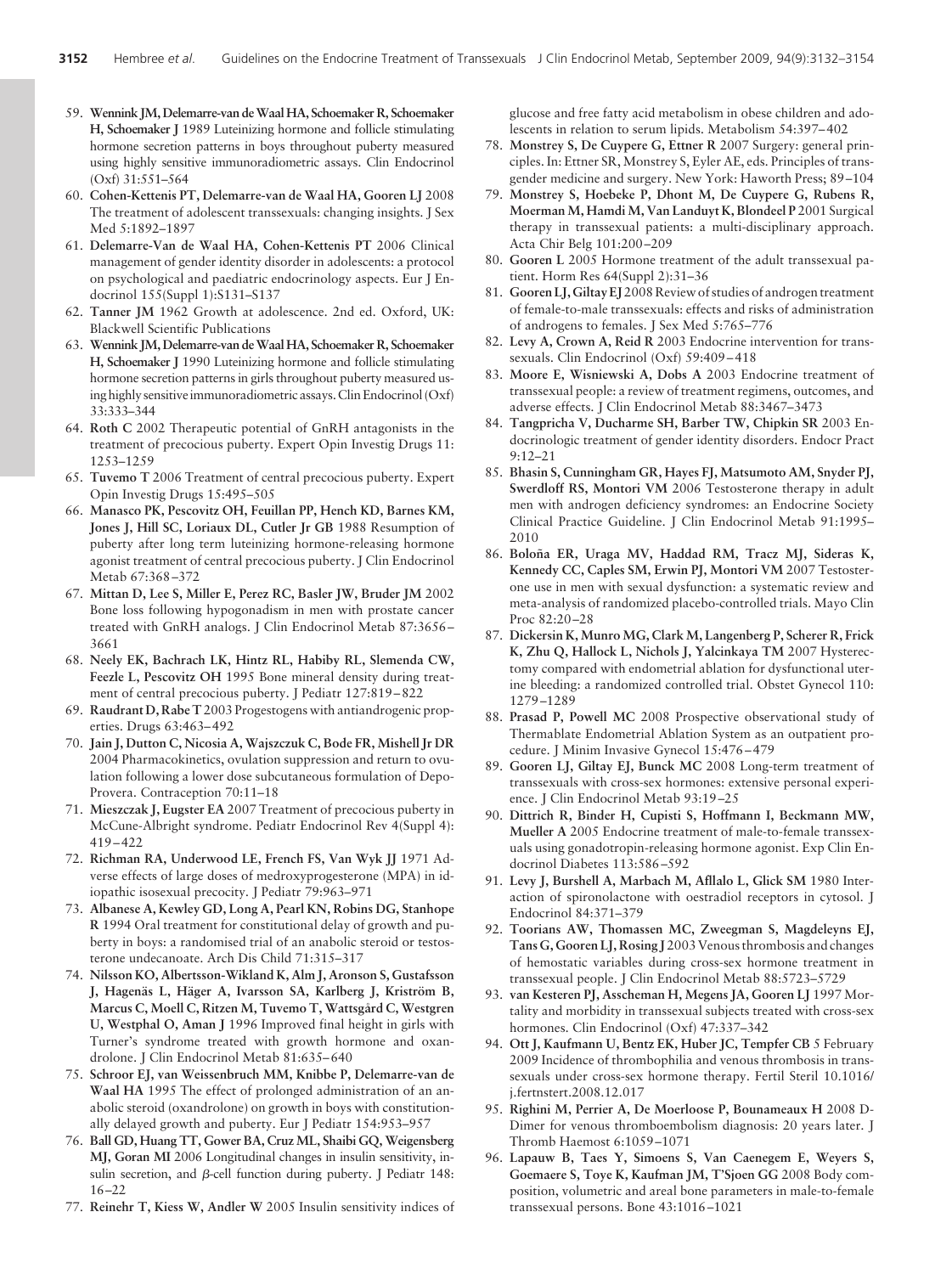59. **Wennink JM, Delemarre-van de Waal HA, Schoemaker R, Schoemaker H, Schoemaker J** 1989 Luteinizing hormone and follicle stimulating hormone secretion patterns in boys throughout puberty measured using highly sensitive immunoradiometric assays. Clin Endocrinol (Oxf) 31:551–564
60. **Cohen-Kettenis PT, Delemarre-van de Waal HA, Gooren LJ** 2008 The treatment of adolescent transsexuals: changing insights. J Sex Med 5:1892–1897
61. **Delemarre-Van de Waal HA, Cohen-Kettenis PT** 2006 Clinical management of gender identity disorder in adolescents: a protocol on psychological and paediatric endocrinology aspects. Eur J Endocrinol 155(Suppl 1):S131–S137
62. **Tanner JM** 1962 Growth at adolescence. 2nd ed. Oxford, UK: Blackwell Scientific Publications
63. **Wennink JM, Delemarre-van de Waal HA, Schoemaker R, Schoemaker H, Schoemaker J** 1990 Luteinizing hormone and follicle stimulating hormone secretion patterns in girls throughout puberty measured using highly sensitive immunoradiometric assays. Clin Endocrinol (Oxf) 33:333–344
64. **Roth C** 2002 Therapeutic potential of GnRH antagonists in the treatment of precocious puberty. Expert Opin Investig Drugs 11: 1253–1259
65. **Tuvemo T** 2006 Treatment of central precocious puberty. Expert Opin Investig Drugs 15:495–505
66. **Manasco PK, Pescovitz OH, Feuillan PP, Hench KD, Barnes KM, Jones J, Hill SC, Loriaux DL, Cutler Jr GB** 1988 Resumption of puberty after long term luteinizing hormone-releasing hormone agonist treatment of central precocious puberty. J Clin Endocrinol Metab 67:368–372
67. **Mittan D, Lee S, Miller E, Perez RC, Basler JW, Bruder JM** 2002 Bone loss following hypogonadism in men with prostate cancer treated with GnRH analogs. J Clin Endocrinol Metab 87:3656–3661
68. **Neely EK, Bachrach LK, Hintz RL, Habiby RL, Slemenda CW, Feezle L, Pescovitz OH** 1995 Bone mineral density during treatment of central precocious puberty. J Pediatr 127:819–822
69. **Raudrant D, Rabe T** 2003 Progestogens with antiandrogenic properties. Drugs 63:463–492
70. **Jain J, Dutton C, Nicosia A, Wajszczuk C, Bode FR, Mishell Jr DR** 2004 Pharmacokinetics, ovulation suppression and return to ovulation following a lower dose subcutaneous formulation of Depo-Provera. Contraception 70:11–18
71. **Mieszczak J, Eugster EA** 2007 Treatment of precocious puberty in McCune-Albright syndrome. Pediatr Endocrinol Rev 4(Suppl 4): 419–422
72. **Richman RA, Underwood LE, French FS, Van Wyk JJ** 1971 Adverse effects of large doses of medroxyprogesterone (MPA) in idiopathic isosexual precocity. J Pediatr 79:963–971
73. **Albanese A, Kewley GD, Long A, Pearl KN, Robins DG, Stanhope R** 1994 Oral treatment for constitutional delay of growth and puberty in boys: a randomised trial of an anabolic steroid or testosterone undecanoate. Arch Dis Child 71:315–317
74. **Nilsson KO, Albertsson-Wikland K, Alm J, Aronson S, Gustafsson J, Hagenäs L, Häger A, Ivarsson SA, Karlberg J, Kriström B, Marcus C, Moell C, Ritzen M, Tuvemo T, Wattsgård C, Westgren U, Westphal O, Aman J** 1996 Improved final height in girls with Turner's syndrome treated with growth hormone and oxandrolone. J Clin Endocrinol Metab 81:635–640
75. **Schroor EJ, van Weissenbruch MM, Knibbe P, Delemarre-van de Waal HA** 1995 The effect of prolonged administration of an anabolic steroid (oxandrolone) on growth in boys with constitutionally delayed growth and puberty. Eur J Pediatr 154:953–957
76. **Ball GD, Huang TT, Gower BA, Cruz ML, Shaibi GQ, Weigensberg MJ, Goran MI** 2006 Longitudinal changes in insulin sensitivity, insulin secretion, and $\beta$-cell function during puberty. J Pediatr 148: 16–22
77. **Reinehr T, Kiess W, Andler W** 2005 Insulin sensitivity indices of glucose and free fatty acid metabolism in obese children and adolescents in relation to serum lipids. Metabolism 54:397–402
78. **Monstrey S, De Cuypere G, Ettner R** 2007 Surgery: general principles. In: Ettner SR, Monstrey S, Eyler AE, eds. Principles of transgender medicine and surgery. New York: Haworth Press; 89–104
79. **Monstrey S, Hoebeke P, Dhont M, De Cuypere G, Rubens R, Moerman M, Hamdi M, Van Landuyt K, Blondeel P** 2001 Surgical therapy in transsexual patients: a multi-disciplinary approach. Acta Chir Belg 101:200–209
80. **Gooren L** 2005 Hormone treatment of the adult transsexual patient. Horm Res 64(Suppl 2):31–36
81. **Gooren LJ, Giltay EJ** 2008 Review of studies of androgen treatment of female-to-male transsexuals: effects and risks of administration of androgens to females. J Sex Med 5:765–776
82. **Levy A, Crown A, Reid R** 2003 Endocrine intervention for transsexuals. Clin Endocrinol (Oxf) 59:409–418
83. **Moore E, Wisniewski A, Dobs A** 2003 Endocrine treatment of transsexual people: a review of treatment regimens, outcomes, and adverse effects. J Clin Endocrinol Metab 88:3467–3473
84. **Tangpricha V, Ducharme SH, Barber TW, Chipkin SR** 2003 Endocrinologic treatment of gender identity disorders. Endocr Pract 9:12–21
85. **Bhasin S, Cunningham GR, Hayes FJ, Matsumoto AM, Snyder PJ, Swerdloff RS, Montori VM** 2006 Testosterone therapy in adult men with androgen deficiency syndromes: an Endocrine Society Clinical Practice Guideline. J Clin Endocrinol Metab 91:1995–2010
86. **Boloña ER, Uraga MV, Haddad RM, Tracz MJ, Sideras K, Kennedy CC, Caples SM, Erwin PJ, Montori VM** 2007 Testosterone use in men with sexual dysfunction: a systematic review and meta-analysis of randomized placebo-controlled trials. Mayo Clin Proc 82:20–28
87. **Dickersin K, Munro MG, Clark M, Langenberg P, Scherer R, Frick K, Zhu Q, Hallock L, Nichols J, Yalcinkaya TM** 2007 Hysterectomy compared with endometrial ablation for dysfunctional uterine bleeding: a randomized controlled trial. Obstet Gynecol 110: 1279–1289
88. **Prasad P, Powell MC** 2008 Prospective observational study of Thermablate Endometrial Ablation System as an outpatient procedure. J Minim Invasive Gynecol 15:476–479
89. **Gooren LJ, Giltay EJ, Bunck MC** 2008 Long-term treatment of transsexuals with cross-sex hormones: extensive personal experience. J Clin Endocrinol Metab 93:19–25
90. **Dittrich R, Binder H, Cupisti S, Hoffmann I, Beckmann MW, Mueller A** 2005 Endocrine treatment of male-to-female transsexuals using gonadotropin-releasing hormone agonist. Exp Clin Endocrinol Diabetes 113:586–592
91. **Levy J, Burshell A, Marbach M, Afllalo L, Glick SM** 1980 Interaction of spironolactone with oestradiol receptors in cytosol. J Endocrinol 84:371–379
92. **Toorians AW, Thomassen MC, Zweegman S, Magdeleyns EJ, Tans G, Gooren LJ, Rosing J** 2003 Venous thrombosis and changes of hemostatic variables during cross-sex hormone treatment in transsexual people. J Clin Endocrinol Metab 88:5723–5729
93. **van Kesteren PJ, Asscheman H, Megens JA, Gooren LJ** 1997 Mortality and morbidity in transsexual subjects treated with cross-sex hormones. Clin Endocrinol (Oxf) 47:337–342
94. **Ott J, Kaufmann U, Bentz EK, Huber JC, Tempfer CB** 5 February 2009 Incidence of thrombophilia and venous thrombosis in transsexuals under cross-sex hormone therapy. Fertil Steril 10.1016/j.fertnstert.2008.12.017
95. **Righini M, Perrier A, De Moerloose P, Bounameaux H** 2008 D-Dimer for venous thromboembolism diagnosis: 20 years later. J Thromb Haemost 6:1059–1071
96. **Lapauw B, Taes Y, Simoens S, Van Caenegem E, Weyers S, Goemaere S, Toye K, Kaufman JM, T'Sjoen GG** 2008 Body composition, volumetric and areal bone parameters in male-to-female transsexual persons. Bone 43:1016–1021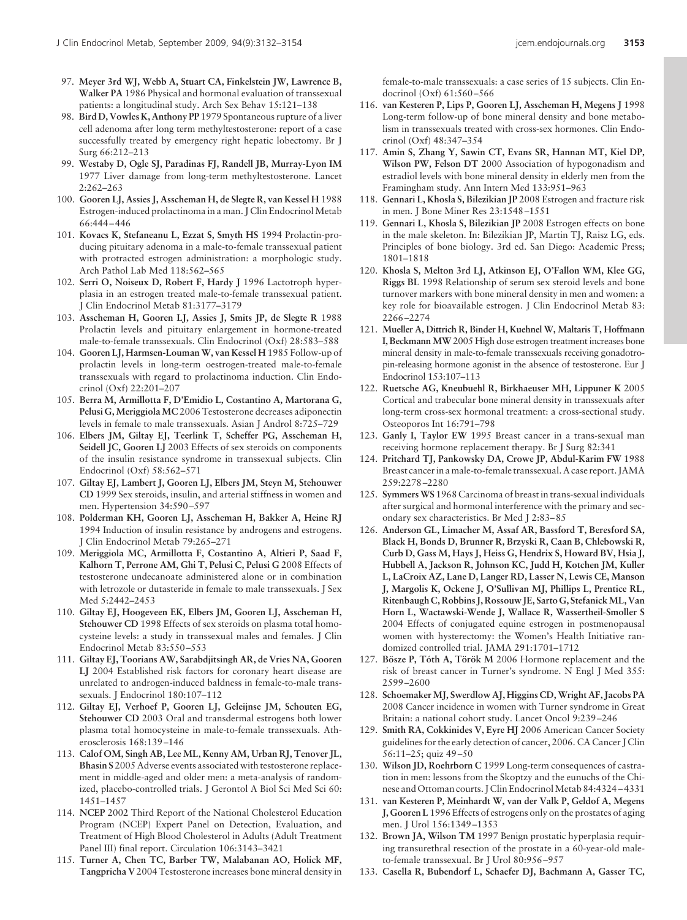97. **Meyer 3rd WJ, Webb A, Stuart CA, Finkelstein JW, Lawrence B, Walker PA** 1986 Physical and hormonal evaluation of transsexual patients: a longitudinal study. Arch Sex Behav 15:121–138
98. **Bird D, Vowles K, Anthony PP** 1979 Spontaneous rupture of a liver cell adenoma after long term methyltestosterone: report of a case successfully treated by emergency right hepatic lobectomy. Br J Surg 66:212–213
99. **Westaby D, Ogle SJ, Paradinas FJ, Randell JB, Murray-Lyon IM** 1977 Liver damage from long-term methyltestosterone. Lancet 2:262–263
100. **Gooren LJ, Assies J, Asscheman H, de Slegte R, van Kessel H** 1988 Estrogen-induced prolactinoma in a man. J Clin Endocrinol Metab 66:444–446
101. **Kovacs K, Stefaneanu L, Ezzat S, Smyth HS** 1994 Prolactin-producing pituitary adenoma in a male-to-female transsexual patient with protracted estrogen administration: a morphologic study. Arch Pathol Lab Med 118:562–565
102. **Serri O, Noiseux D, Robert F, Hardy J** 1996 Lactotroph hyperplasia in an estrogen treated male-to-female transsexual patient. J Clin Endocrinol Metab 81:3177–3179
103. **Asscheman H, Gooren LJ, Assies J, Smits JP, de Slegte R** 1988 Prolactin levels and pituitary enlargement in hormone-treated male-to-female transsexuals. Clin Endocrinol (Oxf) 28:583–588
104. **Gooren LJ, Harmsen-Louman W, van Kessel H** 1985 Follow-up of prolactin levels in long-term oestrogen-treated male-to-female transsexuals with regard to prolactinoma induction. Clin Endocrinol (Oxf) 22:201–207
105. **Berra M, Armillotta F, D'Emidio L, Costantino A, Martorana G, Pelusi G, Meriggiola MC** 2006 Testosterone decreases adiponectin levels in female to male transsexuals. Asian J Androl 8:725–729
106. **Elbers JM, Giltay EJ, Teerlink T, Scheffer PG, Asscheman H, Seidell JC, Gooren LJ** 2003 Effects of sex steroids on components of the insulin resistance syndrome in transsexual subjects. Clin Endocrinol (Oxf) 58:562–571
107. **Giltay EJ, Lambert J, Gooren LJ, Elbers JM, Steyn M, Stehouwer CD** 1999 Sex steroids, insulin, and arterial stiffness in women and men. Hypertension 34:590–597
108. **Polderman KH, Gooren LJ, Asscheman H, Bakker A, Heine RJ** 1994 Induction of insulin resistance by androgens and estrogens. J Clin Endocrinol Metab 79:265–271
109. **Meriggiola MC, Armillotta F, Costantino A, Altieri P, Saad F, Kalhorn T, Perrone AM, Ghi T, Pelusi C, Pelusi G** 2008 Effects of testosterone undecanoate administered alone or in combination with letrozole or dutasteride in female to male transsexuals. J Sex Med 5:2442–2453
110. **Giltay EJ, Hoogeveen EK, Elbers JM, Gooren LJ, Asscheman H, Stehouwer CD** 1998 Effects of sex steroids on plasma total homocysteine levels: a study in transsexual males and females. J Clin Endocrinol Metab 83:550–553
111. **Giltay EJ, Toorians AW, Sarabdjitsingh AR, de Vries NA, Gooren LJ** 2004 Established risk factors for coronary heart disease are unrelated to androgen-induced baldness in female-to-male transsexuals. J Endocrinol 180:107–112
112. **Giltay EJ, Verhoef P, Gooren LJ, Geleijnse JM, Schouten EG, Stehouwer CD** 2003 Oral and transdermal estrogens both lower plasma total homocysteine in male-to-female transsexuals. Atherosclerosis 168:139–146
113. **Calof OM, Singh AB, Lee ML, Kenny AM, Urban RJ, Tenover JL, Bhasin S** 2005 Adverse events associated with testosterone replacement in middle-aged and older men: a meta-analysis of randomized, placebo-controlled trials. J Gerontol A Biol Sci Med Sci 60: 1451–1457
114. **NCEP** 2002 Third Report of the National Cholesterol Education Program (NCEP) Expert Panel on Detection, Evaluation, and Treatment of High Blood Cholesterol in Adults (Adult Treatment Panel III) final report. Circulation 106:3143–3421
115. **Turner A, Chen TC, Barber TW, Malabanan AO, Holick MF, Tangpricha V** 2004 Testosterone increases bone mineral density in female-to-male transsexuals: a case series of 15 subjects. Clin Endocrinol (Oxf) 61:560–566
116. **van Kesteren P, Lips P, Gooren LJ, Asscheman H, Megens J** 1998 Long-term follow-up of bone mineral density and bone metabolism in transsexuals treated with cross-sex hormones. Clin Endocrinol (Oxf) 48:347–354
117. **Amin S, Zhang Y, Sawin CT, Evans SR, Hannan MT, Kiel DP, Wilson PW, Felson DT** 2000 Association of hypogonadism and estradiol levels with bone mineral density in elderly men from the Framingham study. Ann Intern Med 133:951–963
118. **Gennari L, Khosla S, Bilezikian JP** 2008 Estrogen and fracture risk in men. J Bone Miner Res 23:1548–1551
119. **Gennari L, Khosla S, Bilezikian JP** 2008 Estrogen effects on bone in the male skeleton. In: Bilezikian JP, Martin TJ, Raisz LG, eds. Principles of bone biology. 3rd ed. San Diego: Academic Press; 1801–1818
120. **Khosla S, Melton 3rd LJ, Atkinson EJ, O'Fallon WM, Klee GG, Riggs BL** 1998 Relationship of serum sex steroid levels and bone turnover markers with bone mineral density in men and women: a key role for bioavailable estrogen. J Clin Endocrinol Metab 83: 2266–2274
121. **Mueller A, Dittrich R, Binder H, Kuehnel W, Maltaris T, Hoffmann I, Beckmann MW** 2005 High dose estrogen treatment increases bone mineral density in male-to-female transsexuals receiving gonadotropin-releasing hormone agonist in the absence of testosterone. Eur J Endocrinol 153:107–113
122. **Ruetsche AG, Kneubuehl R, Birkhaeuser MH, Lippuner K** 2005 Cortical and trabecular bone mineral density in transsexuals after long-term cross-sex hormonal treatment: a cross-sectional study. Osteoporos Int 16:791–798
123. **Ganly I, Taylor EW** 1995 Breast cancer in a trans-sexual man receiving hormone replacement therapy. Br J Surg 82:341
124. **Pritchard TJ, Pankowsky DA, Crowe JP, Abdul-Karim FW** 1988 Breast cancer in a male-to-female transsexual. A case report. JAMA 259:2278–2280
125. **Symmers WS** 1968 Carcinoma of breast in trans-sexual individuals after surgical and hormonal interference with the primary and secondary sex characteristics. Br Med J 2:83–85
126. **Anderson GL, Limacher M, Assaf AR, Bassford T, Beresford SA, Black H, Bonds D, Brunner R, Brzyski R, Caan B, Chlebowski R, Curb D, Gass M, Hays J, Heiss G, Hendrix S, Howard BV, Hsia J, Hubbell A, Jackson R, Johnson KC, Judd H, Kotchen JM, Kuller L, LaCroix AZ, Lane D, Langer RD, Lasser N, Lewis CE, Manson J, Margolis K, Ockene J, O'Sullivan MJ, Phillips L, Prentice RL, Ritenbaugh C, Robbins J, Rossouw JE, Sarto G, Stefanick ML, Van Horn L, Wactawski-Wende J, Wallace R, Wassertheil-Smoller S** 2004 Effects of conjugated equine estrogen in postmenopausal women with hysterectomy: the Women's Health Initiative randomized controlled trial. JAMA 291:1701–1712
127. **Bösze P, Tóth A, Török M** 2006 Hormone replacement and the risk of breast cancer in Turner's syndrome. N Engl J Med 355: 2599–2600
128. **Schoemaker MJ, Swerdlow AJ, Higgins CD, Wright AF, Jacobs PA** 2008 Cancer incidence in women with Turner syndrome in Great Britain: a national cohort study. Lancet Oncol 9:239–246
129. **Smith RA, Cokkinides V, Eyre HJ** 2006 American Cancer Society guidelines for the early detection of cancer, 2006. CA Cancer J Clin 56:11–25; quiz 49–50
130. **Wilson JD, Roehrborn C** 1999 Long-term consequences of castration in men: lessons from the Skoptzy and the eunuchs of the Chinese and Ottoman courts. J Clin Endocrinol Metab 84:4324–4331
131. **van Kesteren P, Meinhardt W, van der Valk P, Geldof A, Megens J, Gooren L** 1996 Effects of estrogens only on the prostates of aging men. J Urol 156:1349–1353
132. **Brown JA, Wilson TM** 1997 Benign prostatic hyperplasia requiring transurethral resection of the prostate in a 60-year-old male-to-female transsexual. Br J Urol 80:956–957
133. **Casella R, Bubendorf L, Schaefer DJ, Bachmann A, Gasser TC,**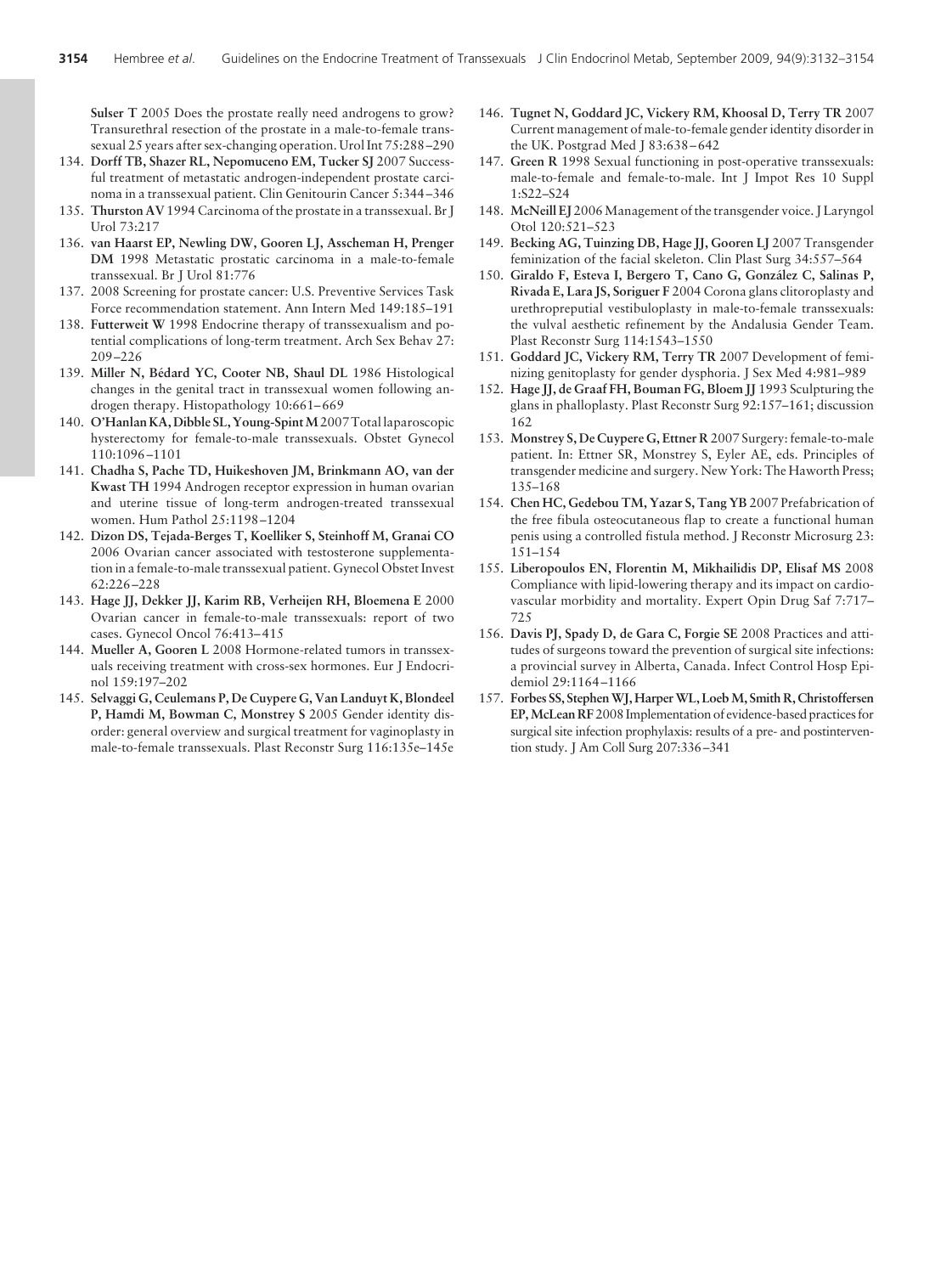Sulser T 2005 Does the prostate really need androgens to grow? Transurethral resection of the prostate in a male-to-female transsexual 25 years after sex-changing operation. Urol Int 75:288–290

134. **Dorff TB, Shazer RL, Nepomuceno EM, Tucker SJ** 2007 Successful treatment of metastatic androgen-independent prostate carcinoma in a transsexual patient. Clin Genitourin Cancer 5:344–346
135. **Thurston AV** 1994 Carcinoma of the prostate in a transsexual. Br J Urol 73:217
136. **van Haarst EP, Newling DW, Gooren LJ, Asscheman H, Prenger DM** 1998 Metastatic prostatic carcinoma in a male-to-female transsexual. Br J Urol 81:776
137. 2008 Screening for prostate cancer: U.S. Preventive Services Task Force recommendation statement. Ann Intern Med 149:185–191
138. **Futterweit W** 1998 Endocrine therapy of transsexualism and potential complications of long-term treatment. Arch Sex Behav 27: 209–226
139. **Miller N, Bédard YC, Cooter NB, Shaul DL** 1986 Histological changes in the genital tract in transsexual women following androgen therapy. Histopathology 10:661–669
140. **O'Hanlan KA, Dibble SL, Young-Spint M** 2007 Total laparoscopic hysterectomy for female-to-male transsexuals. Obstet Gynecol 110:1096–1101
141. **Chadha S, Pache TD, Huikeshoven JM, Brinkmann AO, van der Kwast TH** 1994 Androgen receptor expression in human ovarian and uterine tissue of long-term androgen-treated transsexual women. Hum Pathol 25:1198–1204
142. **Dizon DS, Tejada-Berges T, Koelliker S, Steinhoff M, Granai CO** 2006 Ovarian cancer associated with testosterone supplementation in a female-to-male transsexual patient. Gynecol Obstet Invest 62:226–228
143. **Hage JJ, Dekker JJ, Karim RB, Verheijen RH, Bloemena E** 2000 Ovarian cancer in female-to-male transsexuals: report of two cases. Gynecol Oncol 76:413–415
144. **Mueller A, Gooren L** 2008 Hormone-related tumors in transsexuals receiving treatment with cross-sex hormones. Eur J Endocrinol 159:197–202
145. **Selvaggi G, Ceulemans P, De Cuypere G, Van Landuyt K, Blondeel P, Hamdi M, Bowman C, Monstrey S** 2005 Gender identity disorder: general overview and surgical treatment for vaginoplasty in male-to-female transsexuals. Plast Reconstr Surg 116:135e–145e
146. **Tugnet N, Goddard JC, Vickery RM, Khoosal D, Terry TR** 2007 Current management of male-to-female gender identity disorder in the UK. Postgrad Med J 83:638–642
147. **Green R** 1998 Sexual functioning in post-operative transsexuals: male-to-female and female-to-male. Int J Impot Res 10 Suppl 1:S22–S24
148. **McNeill EJ** 2006 Management of the transgender voice. J Laryngol Otol 120:521–523
149. **Becking AG, Tuinzing DB, Hage JJ, Gooren LJ** 2007 Transgender feminization of the facial skeleton. Clin Plast Surg 34:557–564
150. **Giraldo F, Esteva I, Bergero T, Cano G, González C, Salinas P, Rivada E, Lara JS, Soriguer F** 2004 Corona glans clitoroplasty and urethropreputial vestibuloplasty in male-to-female transsexuals: the vulval aesthetic refinement by the Andalusia Gender Team. Plast Reconstr Surg 114:1543–1550
151. **Goddard JC, Vickery RM, Terry TR** 2007 Development of feminizing genitoplasty for gender dysphoria. J Sex Med 4:981–989
152. **Hage JJ, de Graaf FH, Bouman FG, Bloem JJ** 1993 Sculpturing the glans in phalloplasty. Plast Reconstr Surg 92:157–161; discussion 162
153. **Monstrey S, De Cuypere G, Ettner R** 2007 Surgery: female-to-male patient. In: Ettner SR, Monstrey S, Eyler AE, eds. Principles of transgender medicine and surgery. New York: The Haworth Press; 135–168
154. **Chen HC, Gedebou TM, Yazar S, Tang YB** 2007 Prefabrication of the free fibula osteocutaneous flap to create a functional human penis using a controlled fistula method. J Reconstr Microsurg 23: 151–154
155. **Liberopoulos EN, Florentin M, Mikhailidis DP, Elisaf MS** 2008 Compliance with lipid-lowering therapy and its impact on cardiovascular morbidity and mortality. Expert Opin Drug Saf 7:717–725
156. **Davis PJ, Spady D, de Gara C, Forgie SE** 2008 Practices and attitudes of surgeons toward the prevention of surgical site infections: a provincial survey in Alberta, Canada. Infect Control Hosp Epidemiol 29:1164–1166
157. **Forbes SS, Stephen WJ, Harper WL, Loeb M, Smith R, Christoffersen EP, McLean RF** 2008 Implementation of evidence-based practices for surgical site infection prophylaxis: results of a pre- and postintervention study. J Am Coll Surg 207:336–341